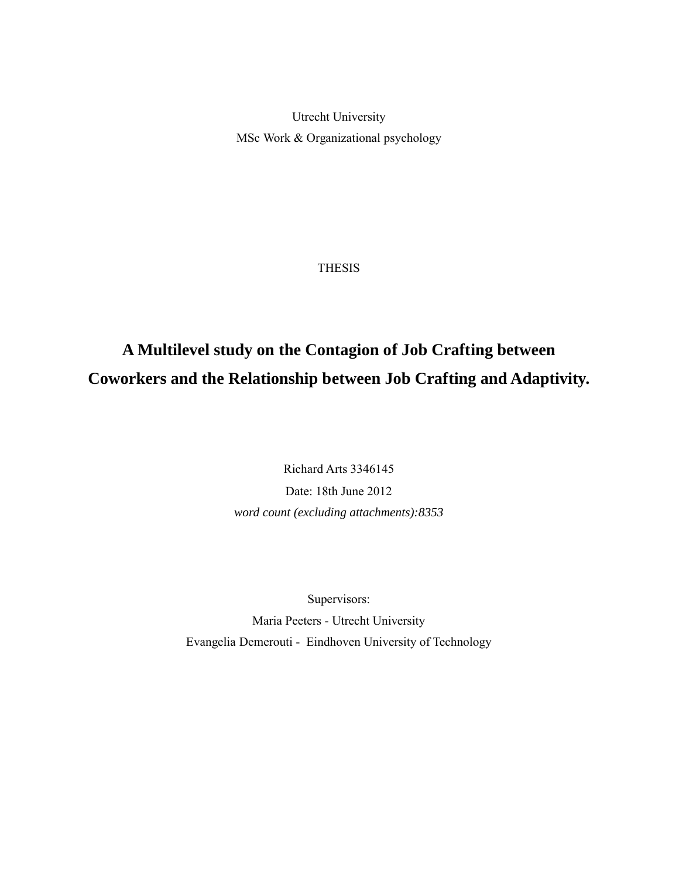Utrecht University

MSc Work & Organizational psychology

THESIS

# A Multilevel study on the Contagion of Job Crafting between Coworkers and the Relationship between Job Crafting and Adaptivity.

Richard Arts 3346145

Date: 18th June 2012

*word count (excluding attachments):8353*

Supervisors:

Maria Peeters - Utrecht University

Evangelia Demerouti - Eindhoven University of Technology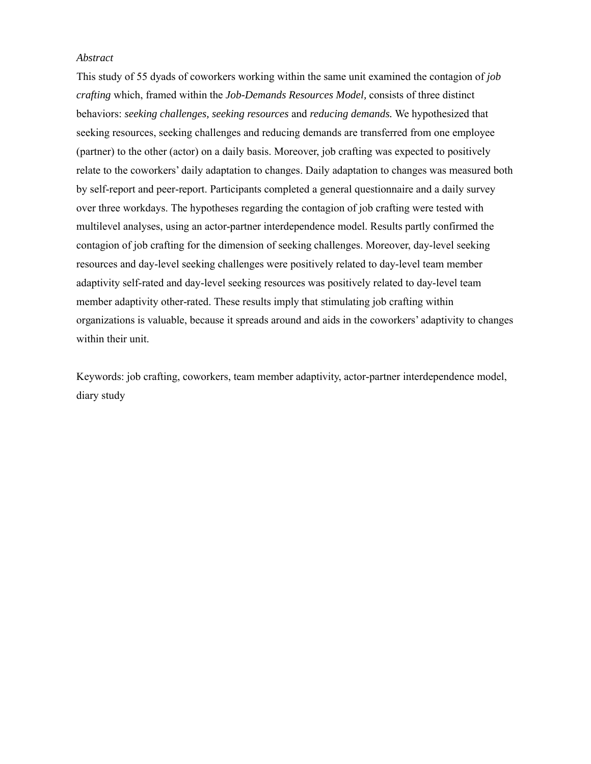*Abstract*

This study of 55 dyads of coworkers working within the same unit examined the contagion of *job crafting* which, framed within the *Job-Demands Resources Model,* consists of three distinct behaviors: *seeking challenges, seeking resources* and *reducing demands.* We hypothesized that seeking resources, seeking challenges and reducing demands are transferred from one employee (partner) to the other (actor) on a daily basis. Moreover, job crafting was expected to positively relate to the coworkers' daily adaptation to changes. Daily adaptation to changes was measured both by self-report and peer-report. Participants completed a general questionnaire and a daily survey over three workdays. The hypotheses regarding the contagion of job crafting were tested with multilevel analyses, using an actor-partner interdependence model. Results partly confirmed the contagion of job crafting for the dimension of seeking challenges. Moreover, day-level seeking resources and day-level seeking challenges were positively related to day-level team member adaptivity self-rated and day-level seeking resources was positively related to day-level team member adaptivity other-rated. These results imply that stimulating job crafting within organizations is valuable, because it spreads around and aids in the coworkers' adaptivity to changes within their unit.

Keywords: job crafting, coworkers, team member adaptivity, actor-partner interdependence model, diary study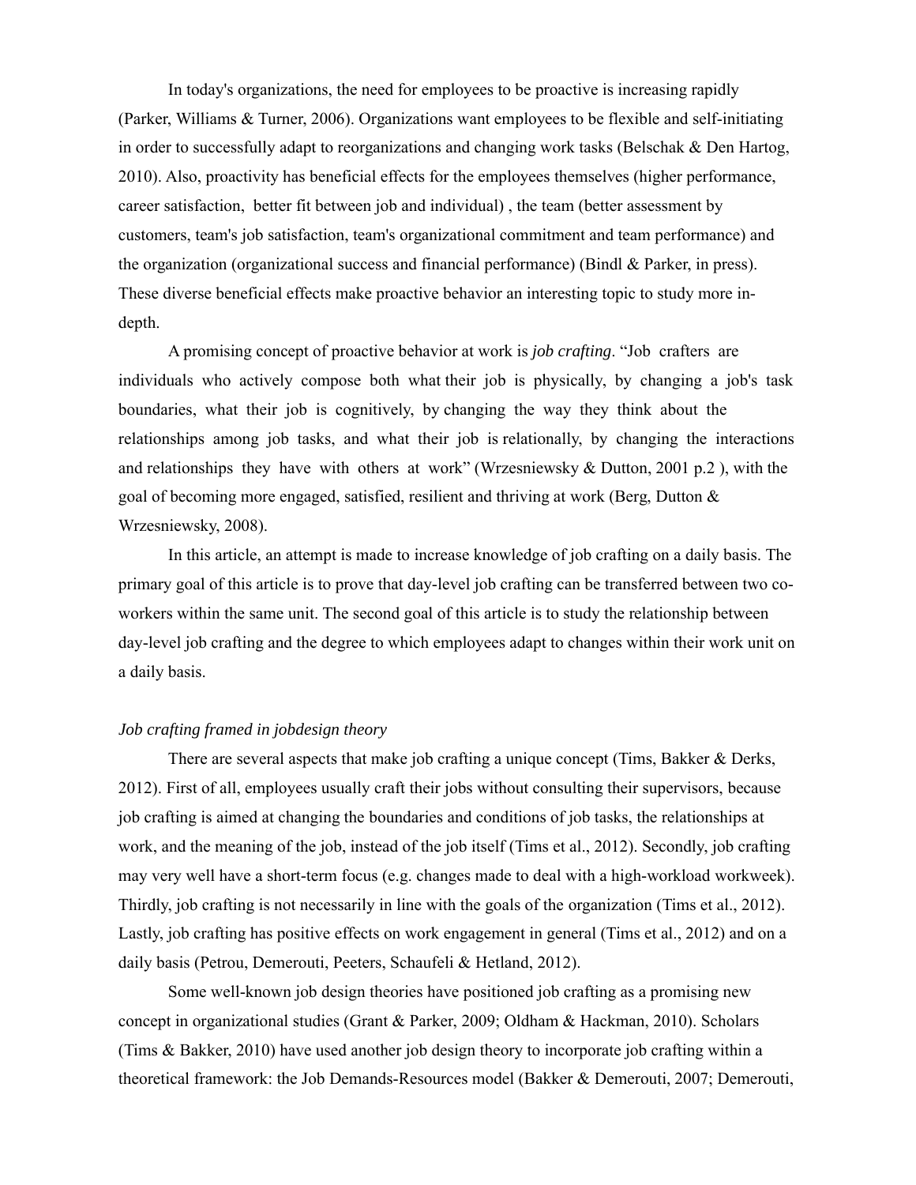In today's organizations, the need for employees to be proactive is increasing rapidly (Parker, Williams & Turner, 2006). Organizations want employees to be flexible and self-initiating in order to successfully adapt to reorganizations and changing work tasks (Belschak & Den Hartog, 2010). Also, proactivity has beneficial effects for the employees themselves (higher performance, career satisfaction, better fit between job and individual) , the team (better assessment by customers, team's job satisfaction, team's organizational commitment and team performance) and the organization (organizational success and financial performance) (Bindl & Parker, in press). These diverse beneficial effects make proactive behavior an interesting topic to study more in-depth.

A promising concept of proactive behavior at work is *job crafting*. "Job crafters are individuals who actively compose both what their job is physically, by changing a job's task boundaries, what their job is cognitively, by changing the way they think about the relationships among job tasks, and what their job is relationally, by changing the interactions and relationships they have with others at work" (Wrzesniewsky & Dutton, 2001 p.2 ), with the goal of becoming more engaged, satisfied, resilient and thriving at work (Berg, Dutton & Wrzesniewsky, 2008).

In this article, an attempt is made to increase knowledge of job crafting on a daily basis. The primary goal of this article is to prove that day-level job crafting can be transferred between two co-workers within the same unit. The second goal of this article is to study the relationship between day-level job crafting and the degree to which employees adapt to changes within their work unit on a daily basis.

### *Job crafting framed in jobdesign theory*

There are several aspects that make job crafting a unique concept (Tims, Bakker & Derks, 2012). First of all, employees usually craft their jobs without consulting their supervisors, because job crafting is aimed at changing the boundaries and conditions of job tasks, the relationships at work, and the meaning of the job, instead of the job itself (Tims et al., 2012). Secondly, job crafting may very well have a short-term focus (e.g. changes made to deal with a high-workload workweek). Thirdly, job crafting is not necessarily in line with the goals of the organization (Tims et al., 2012). Lastly, job crafting has positive effects on work engagement in general (Tims et al., 2012) and on a daily basis (Petrou, Demerouti, Peeters, Schaufeli & Hetland, 2012).

Some well-known job design theories have positioned job crafting as a promising new concept in organizational studies (Grant & Parker, 2009; Oldham & Hackman, 2010). Scholars (Tims & Bakker, 2010) have used another job design theory to incorporate job crafting within a theoretical framework: the Job Demands-Resources model (Bakker & Demerouti, 2007; Demerouti,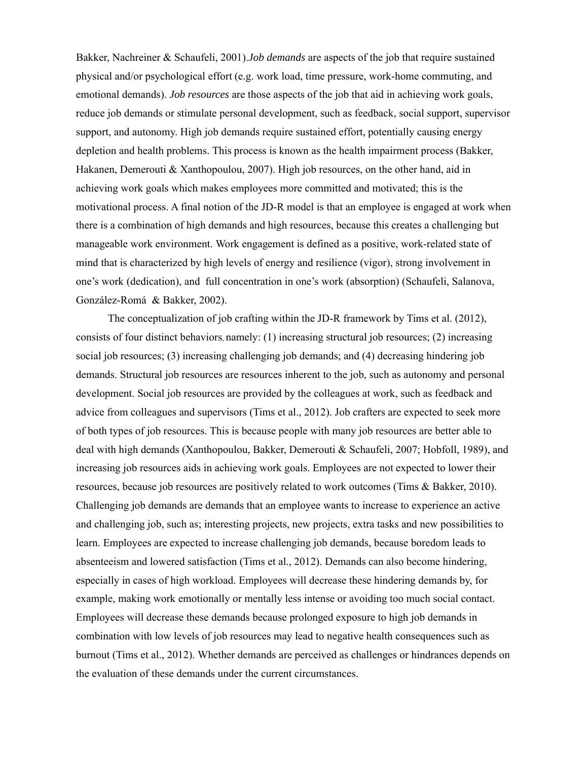Bakker, Nachreiner & Schaufeli, 2001).*Job demands* are aspects of the job that require sustained physical and/or psychological effort (e.g. work load, time pressure, work-home commuting, and emotional demands). *Job resources* are those aspects of the job that aid in achieving work goals, reduce job demands or stimulate personal development, such as feedback, social support, supervisor support, and autonomy. High job demands require sustained effort, potentially causing energy depletion and health problems. This process is known as the health impairment process (Bakker, Hakanen, Demerouti & Xanthopoulou, 2007). High job resources, on the other hand, aid in achieving work goals which makes employees more committed and motivated; this is the motivational process. A final notion of the JD-R model is that an employee is engaged at work when there is a combination of high demands and high resources, because this creates a challenging but manageable work environment. Work engagement is defined as a positive, work-related state of mind that is characterized by high levels of energy and resilience (vigor), strong involvement in one's work (dedication), and full concentration in one's work (absorption) (Schaufeli, Salanova, González-Romá & Bakker, 2002).

The conceptualization of job crafting within the JD-R framework by Tims et al. (2012), consists of four distinct behaviors, namely: (1) increasing structural job resources; (2) increasing social job resources; (3) increasing challenging job demands; and (4) decreasing hindering job demands. Structural job resources are resources inherent to the job, such as autonomy and personal development. Social job resources are provided by the colleagues at work, such as feedback and advice from colleagues and supervisors (Tims et al., 2012). Job crafters are expected to seek more of both types of job resources. This is because people with many job resources are better able to deal with high demands (Xanthopoulou, Bakker, Demerouti & Schaufeli, 2007; Hobfoll, 1989), and increasing job resources aids in achieving work goals. Employees are not expected to lower their resources, because job resources are positively related to work outcomes (Tims & Bakker, 2010). Challenging job demands are demands that an employee wants to increase to experience an active and challenging job, such as; interesting projects, new projects, extra tasks and new possibilities to learn. Employees are expected to increase challenging job demands, because boredom leads to absenteeism and lowered satisfaction (Tims et al., 2012). Demands can also become hindering, especially in cases of high workload. Employees will decrease these hindering demands by, for example, making work emotionally or mentally less intense or avoiding too much social contact. Employees will decrease these demands because prolonged exposure to high job demands in combination with low levels of job resources may lead to negative health consequences such as burnout (Tims et al., 2012). Whether demands are perceived as challenges or hindrances depends on the evaluation of these demands under the current circumstances.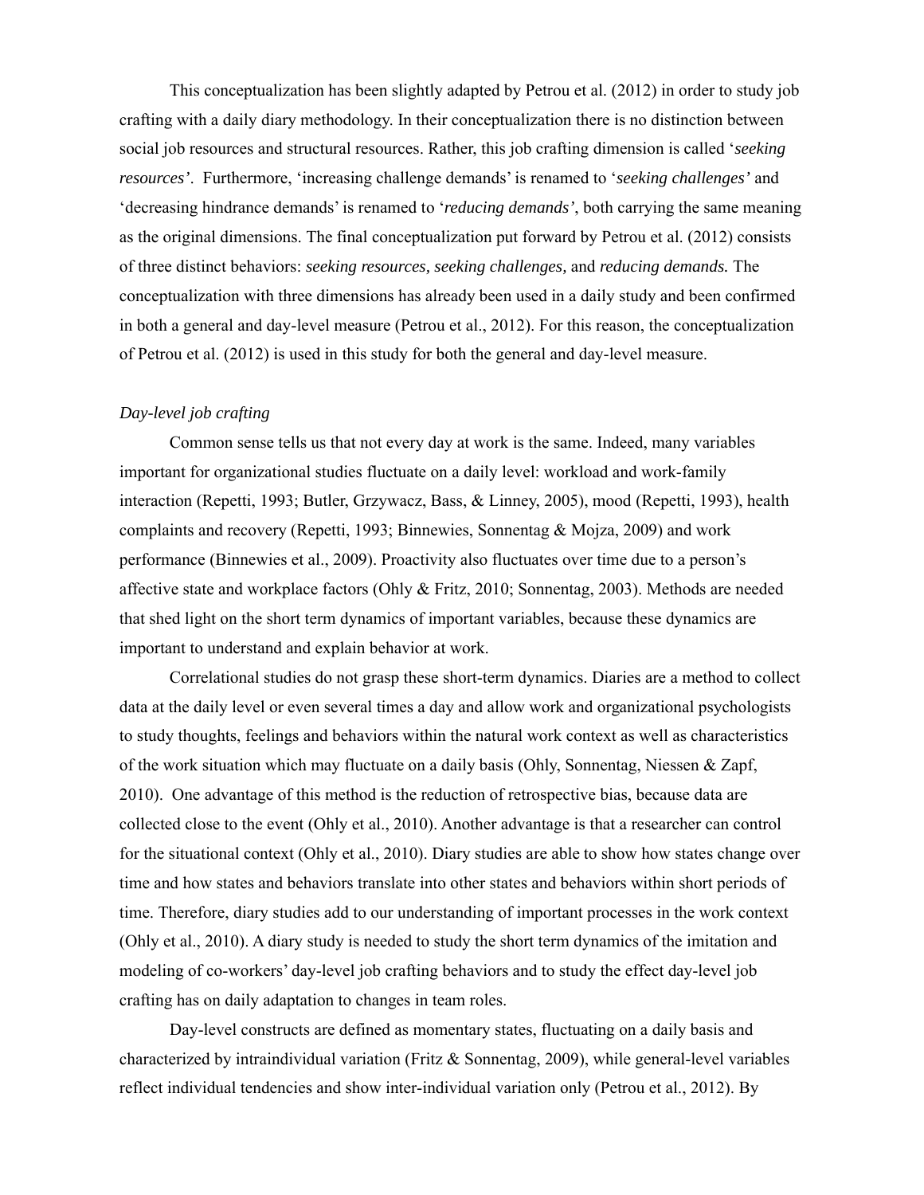This conceptualization has been slightly adapted by Petrou et al. (2012) in order to study job crafting with a daily diary methodology. In their conceptualization there is no distinction between social job resources and structural resources. Rather, this job crafting dimension is called '*seeking resources'*. Furthermore, 'increasing challenge demands' is renamed to '*seeking challenges'* and 'decreasing hindrance demands' is renamed to '*reducing demands'*, both carrying the same meaning as the original dimensions. The final conceptualization put forward by Petrou et al. (2012) consists of three distinct behaviors: *seeking resources, seeking challenges,* and *reducing demands.* The conceptualization with three dimensions has already been used in a daily study and been confirmed in both a general and day-level measure (Petrou et al., 2012). For this reason, the conceptualization of Petrou et al. (2012) is used in this study for both the general and day-level measure.

*Day-level job crafting*

Common sense tells us that not every day at work is the same. Indeed, many variables important for organizational studies fluctuate on a daily level: workload and work-family interaction (Repetti, 1993; Butler, Grzywacz, Bass, & Linney, 2005), mood (Repetti, 1993), health complaints and recovery (Repetti, 1993; Binnewies, Sonnentag & Mojza, 2009) and work performance (Binnewies et al., 2009). Proactivity also fluctuates over time due to a person's affective state and workplace factors (Ohly & Fritz, 2010; Sonnentag, 2003). Methods are needed that shed light on the short term dynamics of important variables, because these dynamics are important to understand and explain behavior at work.

Correlational studies do not grasp these short-term dynamics. Diaries are a method to collect data at the daily level or even several times a day and allow work and organizational psychologists to study thoughts, feelings and behaviors within the natural work context as well as characteristics of the work situation which may fluctuate on a daily basis (Ohly, Sonnentag, Niessen & Zapf, 2010). One advantage of this method is the reduction of retrospective bias, because data are collected close to the event (Ohly et al., 2010). Another advantage is that a researcher can control for the situational context (Ohly et al., 2010). Diary studies are able to show how states change over time and how states and behaviors translate into other states and behaviors within short periods of time. Therefore, diary studies add to our understanding of important processes in the work context (Ohly et al., 2010). A diary study is needed to study the short term dynamics of the imitation and modeling of co-workers' day-level job crafting behaviors and to study the effect day-level job crafting has on daily adaptation to changes in team roles.

Day-level constructs are defined as momentary states, fluctuating on a daily basis and characterized by intraindividual variation (Fritz & Sonnentag, 2009), while general-level variables reflect individual tendencies and show inter-individual variation only (Petrou et al., 2012). By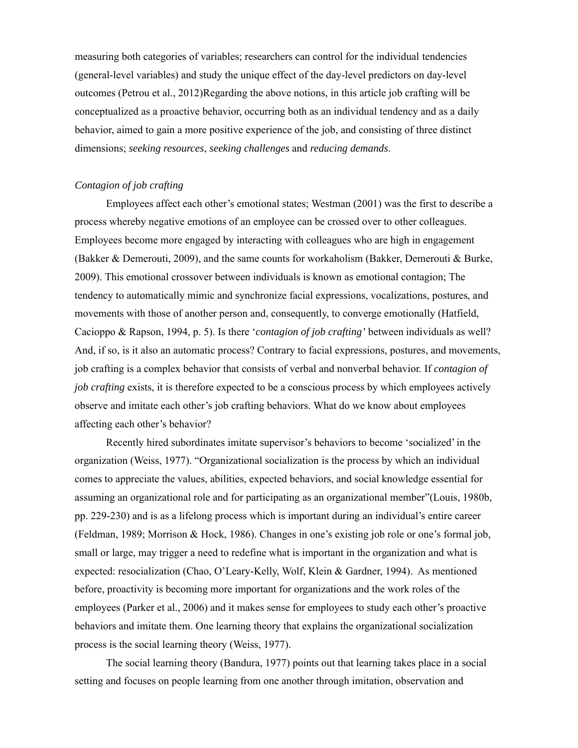measuring both categories of variables; researchers can control for the individual tendencies (general-level variables) and study the unique effect of the day-level predictors on day-level outcomes (Petrou et al., 2012)Regarding the above notions, in this article job crafting will be conceptualized as a proactive behavior, occurring both as an individual tendency and as a daily behavior, aimed to gain a more positive experience of the job, and consisting of three distinct dimensions; *seeking resources*, *seeking challenges* and *reducing demands*.

### *Contagion of job crafting*

Employees affect each other's emotional states; Westman (2001) was the first to describe a process whereby negative emotions of an employee can be crossed over to other colleagues. Employees become more engaged by interacting with colleagues who are high in engagement (Bakker & Demerouti, 2009), and the same counts for workaholism (Bakker, Demerouti & Burke, 2009). This emotional crossover between individuals is known as emotional contagion; The tendency to automatically mimic and synchronize facial expressions, vocalizations, postures, and movements with those of another person and, consequently, to converge emotionally (Hatfield, Cacioppo & Rapson, 1994, p. 5). Is there '*contagion of job crafting'* between individuals as well? And, if so, is it also an automatic process? Contrary to facial expressions, postures, and movements, job crafting is a complex behavior that consists of verbal and nonverbal behavior. If *contagion of job crafting* exists, it is therefore expected to be a conscious process by which employees actively observe and imitate each other's job crafting behaviors. What do we know about employees affecting each other's behavior?

Recently hired subordinates imitate supervisor's behaviors to become 'socialized' in the organization (Weiss, 1977). "Organizational socialization is the process by which an individual comes to appreciate the values, abilities, expected behaviors, and social knowledge essential for assuming an organizational role and for participating as an organizational member"(Louis, 1980b, pp. 229-230) and is as a lifelong process which is important during an individual's entire career (Feldman, 1989; Morrison & Hock, 1986). Changes in one's existing job role or one's formal job, small or large, may trigger a need to redefine what is important in the organization and what is expected: resocialization (Chao, O'Leary-Kelly, Wolf, Klein & Gardner, 1994). As mentioned before, proactivity is becoming more important for organizations and the work roles of the employees (Parker et al., 2006) and it makes sense for employees to study each other's proactive behaviors and imitate them. One learning theory that explains the organizational socialization process is the social learning theory (Weiss, 1977).

The social learning theory (Bandura, 1977) points out that learning takes place in a social setting and focuses on people learning from one another through imitation, observation and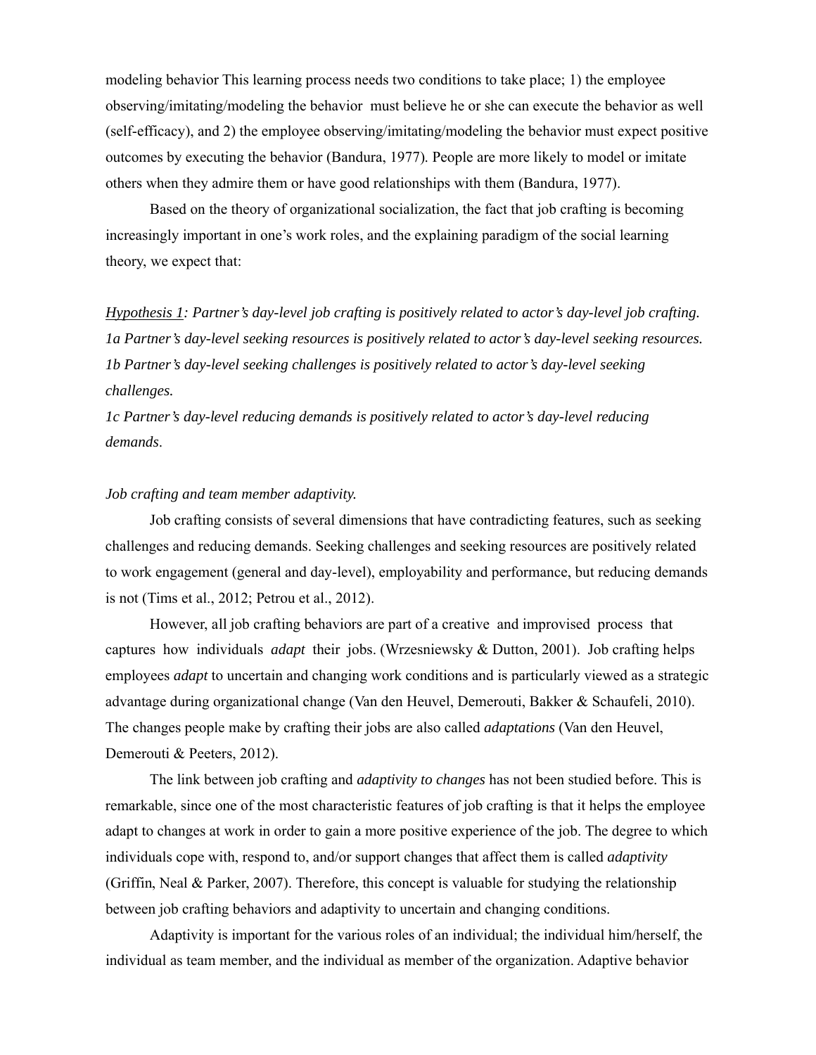modeling behavior This learning process needs two conditions to take place; 1) the employee observing/imitating/modeling the behavior must believe he or she can execute the behavior as well (self-efficacy), and 2) the employee observing/imitating/modeling the behavior must expect positive outcomes by executing the behavior (Bandura, 1977). People are more likely to model or imitate others when they admire them or have good relationships with them (Bandura, 1977).

Based on the theory of organizational socialization, the fact that job crafting is becoming increasingly important in one's work roles, and the explaining paradigm of the social learning theory, we expect that:

*<u>Hypothesis 1</u>: Partner's day-level job crafting is positively related to actor's day-level job crafting.*
*1a Partner's day-level seeking resources is positively related to actor's day-level seeking resources.*
*1b Partner's day-level seeking challenges is positively related to actor's day-level seeking challenges.*
*1c Partner's day-level reducing demands is positively related to actor's day-level reducing demands.*

*Job crafting and team member adaptivity.*

Job crafting consists of several dimensions that have contradicting features, such as seeking challenges and reducing demands. Seeking challenges and seeking resources are positively related to work engagement (general and day-level), employability and performance, but reducing demands is not (Tims et al., 2012; Petrou et al., 2012).

However, all job crafting behaviors are part of a creative and improvised process that captures how individuals *adapt* their jobs. (Wrzesniewsky & Dutton, 2001). Job crafting helps employees *adapt* to uncertain and changing work conditions and is particularly viewed as a strategic advantage during organizational change (Van den Heuvel, Demerouti, Bakker & Schaufeli, 2010). The changes people make by crafting their jobs are also called *adaptations* (Van den Heuvel, Demerouti & Peeters, 2012).

The link between job crafting and *adaptivity to changes* has not been studied before. This is remarkable, since one of the most characteristic features of job crafting is that it helps the employee adapt to changes at work in order to gain a more positive experience of the job. The degree to which individuals cope with, respond to, and/or support changes that affect them is called *adaptivity* (Griffin, Neal & Parker, 2007). Therefore, this concept is valuable for studying the relationship between job crafting behaviors and adaptivity to uncertain and changing conditions.

Adaptivity is important for the various roles of an individual; the individual him/herself, the individual as team member, and the individual as member of the organization. Adaptive behavior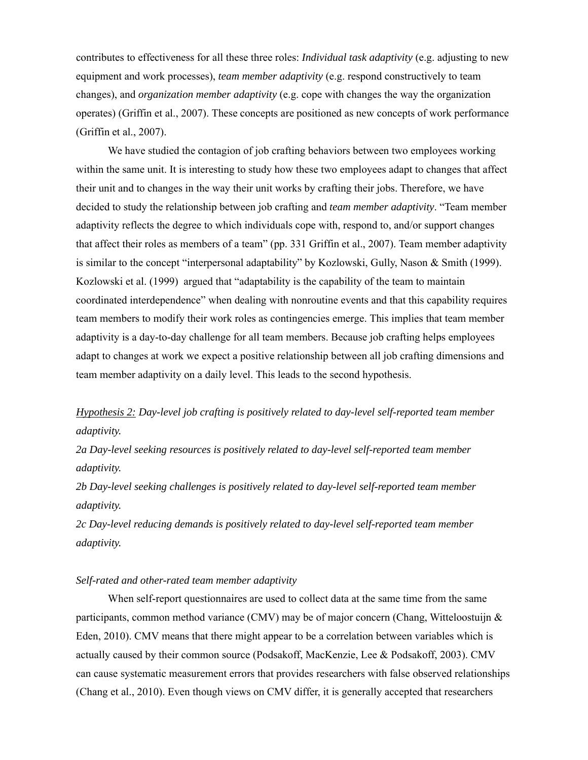contributes to effectiveness for all these three roles: *Individual task adaptivity* (e.g. adjusting to new equipment and work processes), *team member adaptivity* (e.g. respond constructively to team changes), and *organization member adaptivity* (e.g. cope with changes the way the organization operates) (Griffin et al., 2007). These concepts are positioned as new concepts of work performance (Griffin et al., 2007).

We have studied the contagion of job crafting behaviors between two employees working within the same unit. It is interesting to study how these two employees adapt to changes that affect their unit and to changes in the way their unit works by crafting their jobs. Therefore, we have decided to study the relationship between job crafting and *team member adaptivity*. "Team member adaptivity reflects the degree to which individuals cope with, respond to, and/or support changes that affect their roles as members of a team" (pp. 331 Griffin et al., 2007). Team member adaptivity is similar to the concept "interpersonal adaptability" by Kozlowski, Gully, Nason & Smith (1999). Kozlowski et al. (1999) argued that "adaptability is the capability of the team to maintain coordinated interdependence" when dealing with nonroutine events and that this capability requires team members to modify their work roles as contingencies emerge. This implies that team member adaptivity is a day-to-day challenge for all team members. Because job crafting helps employees adapt to changes at work we expect a positive relationship between all job crafting dimensions and team member adaptivity on a daily level. This leads to the second hypothesis.

<u>Hypothesis 2:</u> *Day-level job crafting is positively related to day-level self-reported team member adaptivity.*

*2a Day-level seeking resources is positively related to day-level self-reported team member adaptivity.*

*2b Day-level seeking challenges is positively related to day-level self-reported team member adaptivity.*

*2c Day-level reducing demands is positively related to day-level self-reported team member adaptivity.*

*Self-rated and other-rated team member adaptivity*

When self-report questionnaires are used to collect data at the same time from the same participants, common method variance (CMV) may be of major concern (Chang, Witteloostuijn & Eden, 2010). CMV means that there might appear to be a correlation between variables which is actually caused by their common source (Podsakoff, MacKenzie, Lee & Podsakoff, 2003). CMV can cause systematic measurement errors that provides researchers with false observed relationships (Chang et al., 2010). Even though views on CMV differ, it is generally accepted that researchers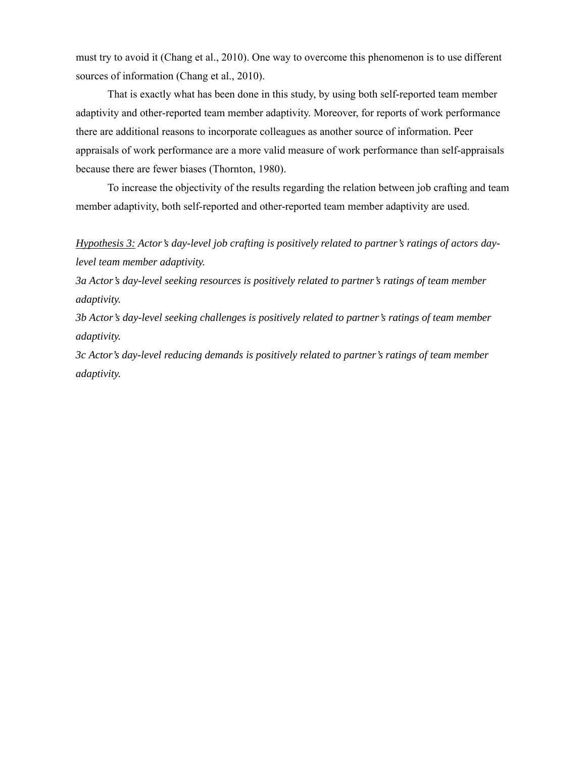must try to avoid it (Chang et al., 2010). One way to overcome this phenomenon is to use different sources of information (Chang et al., 2010).

That is exactly what has been done in this study, by using both self-reported team member adaptivity and other-reported team member adaptivity. Moreover, for reports of work performance there are additional reasons to incorporate colleagues as another source of information. Peer appraisals of work performance are a more valid measure of work performance than self-appraisals because there are fewer biases (Thornton, 1980).

To increase the objectivity of the results regarding the relation between job crafting and team member adaptivity, both self-reported and other-reported team member adaptivity are used.

<u>*Hypothesis 3:*</u> *Actor's day-level job crafting is positively related to partner's ratings of actors day-level team member adaptivity.*

*3a Actor's day-level seeking resources is positively related to partner's ratings of team member adaptivity.*

*3b Actor's day-level seeking challenges is positively related to partner's ratings of team member adaptivity.*

*3c Actor's day-level reducing demands is positively related to partner's ratings of team member adaptivity.*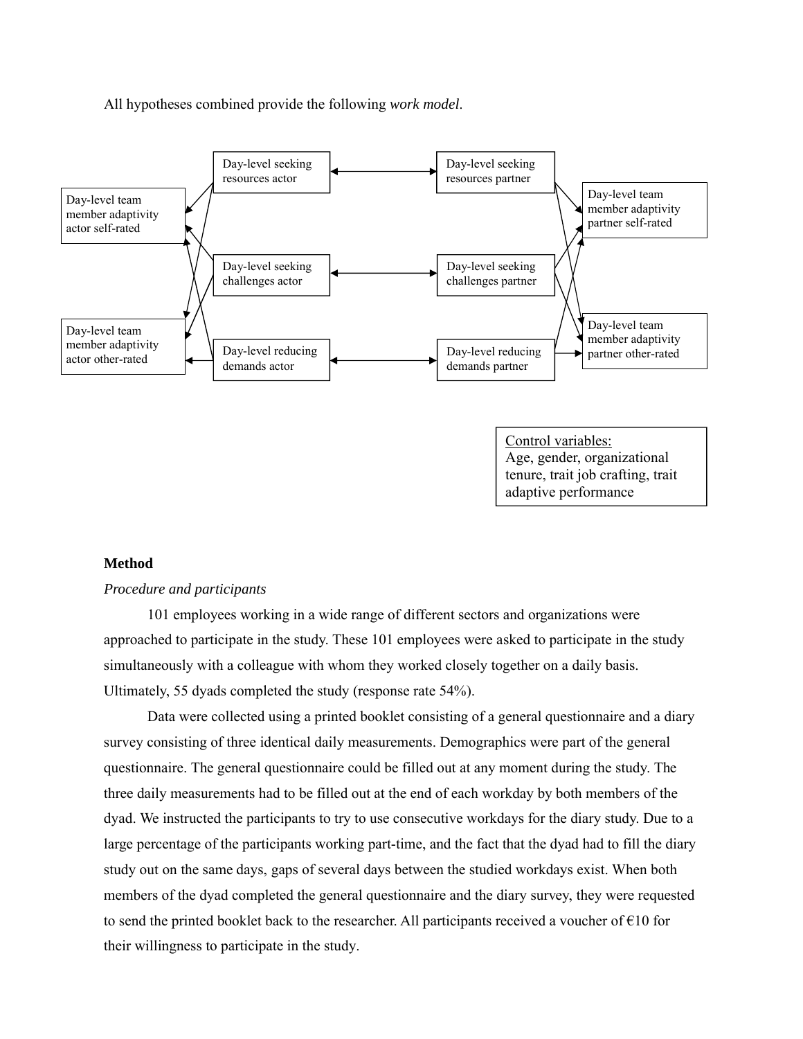All hypotheses combined provide the following *work model*.

Day-level seeking resources actor

Day-level seeking resources partner

Day-level team member adaptivity actor self-rated

Day-level team member adaptivity partner self-rated

Day-level seeking challenges actor

Day-level seeking challenges partner

Day-level team member adaptivity actor other-rated

Day-level reducing demands actor

Day-level reducing demands partner

Day-level team member adaptivity partner other-rated

Control variables:
Age, gender, organizational tenure, trait job crafting, trait adaptive performance

## Method

*Procedure and participants*

101 employees working in a wide range of different sectors and organizations were approached to participate in the study. These 101 employees were asked to participate in the study simultaneously with a colleague with whom they worked closely together on a daily basis. Ultimately, 55 dyads completed the study (response rate 54%).

Data were collected using a printed booklet consisting of a general questionnaire and a diary survey consisting of three identical daily measurements. Demographics were part of the general questionnaire. The general questionnaire could be filled out at any moment during the study. The three daily measurements had to be filled out at the end of each workday by both members of the dyad. We instructed the participants to try to use consecutive workdays for the diary study. Due to a large percentage of the participants working part-time, and the fact that the dyad had to fill the diary study out on the same days, gaps of several days between the studied workdays exist. When both members of the dyad completed the general questionnaire and the diary survey, they were requested to send the printed booklet back to the researcher. All participants received a voucher of €10 for their willingness to participate in the study.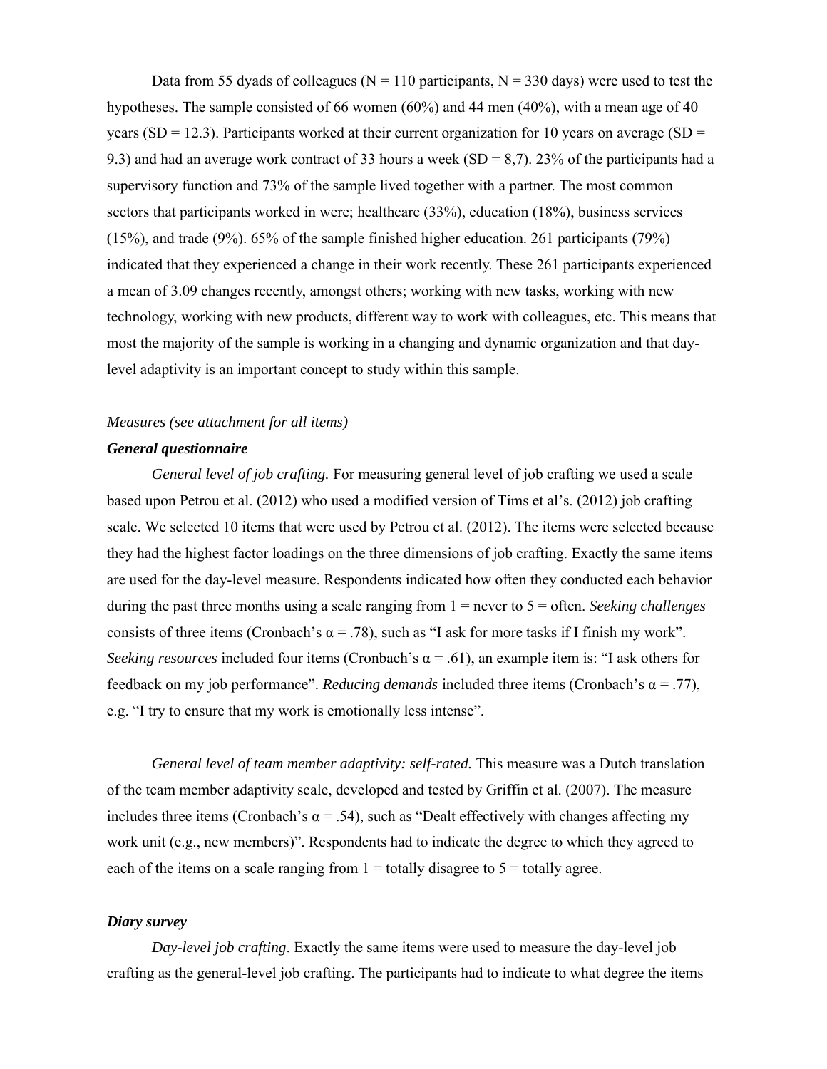Data from 55 dyads of colleagues (N = 110 participants, N = 330 days) were used to test the hypotheses. The sample consisted of 66 women (60%) and 44 men (40%), with a mean age of 40 years (SD = 12.3). Participants worked at their current organization for 10 years on average (SD = 9.3) and had an average work contract of 33 hours a week (SD = 8,7). 23% of the participants had a supervisory function and 73% of the sample lived together with a partner. The most common sectors that participants worked in were; healthcare (33%), education (18%), business services (15%), and trade (9%). 65% of the sample finished higher education. 261 participants (79%) indicated that they experienced a change in their work recently. These 261 participants experienced a mean of 3.09 changes recently, amongst others; working with new tasks, working with new technology, working with new products, different way to work with colleagues, etc. This means that most the majority of the sample is working in a changing and dynamic organization and that day-level adaptivity is an important concept to study within this sample.

*Measures (see attachment for all items)*

***General questionnaire***

*General level of job crafting.* For measuring general level of job crafting we used a scale based upon Petrou et al. (2012) who used a modified version of Tims et al's. (2012) job crafting scale. We selected 10 items that were used by Petrou et al. (2012). The items were selected because they had the highest factor loadings on the three dimensions of job crafting. Exactly the same items are used for the day-level measure. Respondents indicated how often they conducted each behavior during the past three months using a scale ranging from 1 = never to 5 = often. *Seeking challenges* consists of three items (Cronbach's α = .78), such as "I ask for more tasks if I finish my work". *Seeking resources* included four items (Cronbach's α = .61), an example item is: "I ask others for feedback on my job performance". *Reducing demands* included three items (Cronbach's α = .77), e.g. "I try to ensure that my work is emotionally less intense".

*General level of team member adaptivity: self-rated.* This measure was a Dutch translation of the team member adaptivity scale, developed and tested by Griffin et al. (2007). The measure includes three items (Cronbach's α = .54), such as "Dealt effectively with changes affecting my work unit (e.g., new members)". Respondents had to indicate the degree to which they agreed to each of the items on a scale ranging from 1 = totally disagree to 5 = totally agree.

***Diary survey***

*Day-level job crafting*. Exactly the same items were used to measure the day-level job crafting as the general-level job crafting. The participants had to indicate to what degree the items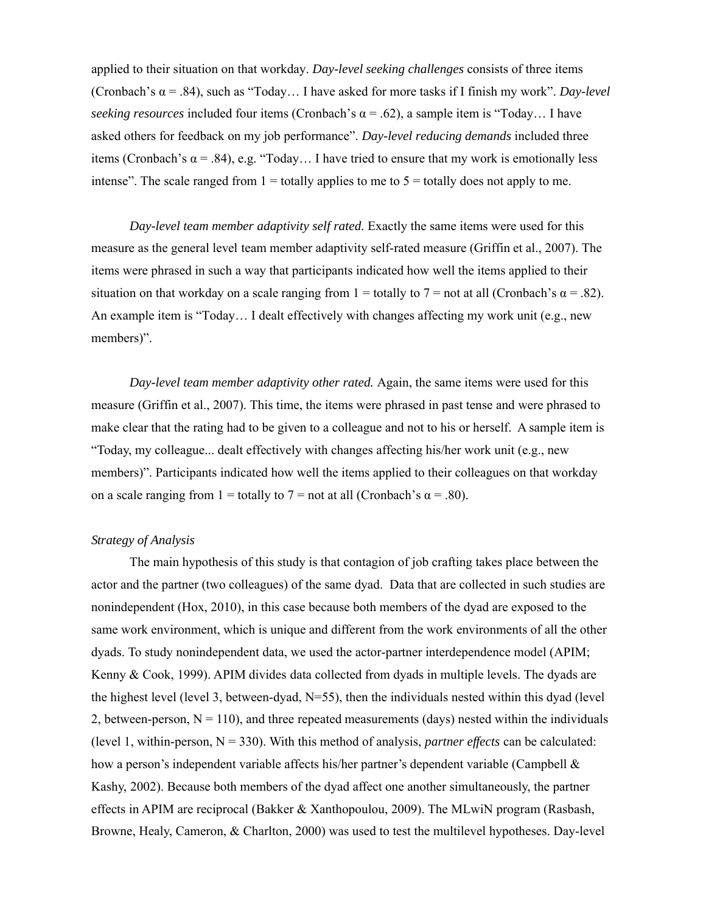applied to their situation on that workday. *Day-level seeking challenges* consists of three items (Cronbach's α = .84), such as "Today… I have asked for more tasks if I finish my work". *Day-level seeking resources* included four items (Cronbach's α = .62), a sample item is "Today… I have asked others for feedback on my job performance". *Day-level reducing demands* included three items (Cronbach's α = .84), e.g. "Today… I have tried to ensure that my work is emotionally less intense". The scale ranged from 1 = totally applies to me to 5 = totally does not apply to me.

*Day-level team member adaptivity self rated.* Exactly the same items were used for this measure as the general level team member adaptivity self-rated measure (Griffin et al., 2007). The items were phrased in such a way that participants indicated how well the items applied to their situation on that workday on a scale ranging from 1 = totally to 7 = not at all (Cronbach's α = .82). An example item is "Today… I dealt effectively with changes affecting my work unit (e.g., new members)".

*Day-level team member adaptivity other rated.* Again, the same items were used for this measure (Griffin et al., 2007). This time, the items were phrased in past tense and were phrased to make clear that the rating had to be given to a colleague and not to his or herself. A sample item is "Today, my colleague... dealt effectively with changes affecting his/her work unit (e.g., new members)". Participants indicated how well the items applied to their colleagues on that workday on a scale ranging from 1 = totally to 7 = not at all (Cronbach's α = .80).

*Strategy of Analysis*

The main hypothesis of this study is that contagion of job crafting takes place between the actor and the partner (two colleagues) of the same dyad. Data that are collected in such studies are nonindependent (Hox, 2010), in this case because both members of the dyad are exposed to the same work environment, which is unique and different from the work environments of all the other dyads. To study nonindependent data, we used the actor-partner interdependence model (APIM; Kenny & Cook, 1999). APIM divides data collected from dyads in multiple levels. The dyads are the highest level (level 3, between-dyad, N=55), then the individuals nested within this dyad (level 2, between-person, N = 110), and three repeated measurements (days) nested within the individuals (level 1, within-person, N = 330). With this method of analysis, *partner effects* can be calculated: how a person's independent variable affects his/her partner's dependent variable (Campbell & Kashy, 2002). Because both members of the dyad affect one another simultaneously, the partner effects in APIM are reciprocal (Bakker & Xanthopoulou, 2009). The MLwiN program (Rasbash, Browne, Healy, Cameron, & Charlton, 2000) was used to test the multilevel hypotheses. Day-level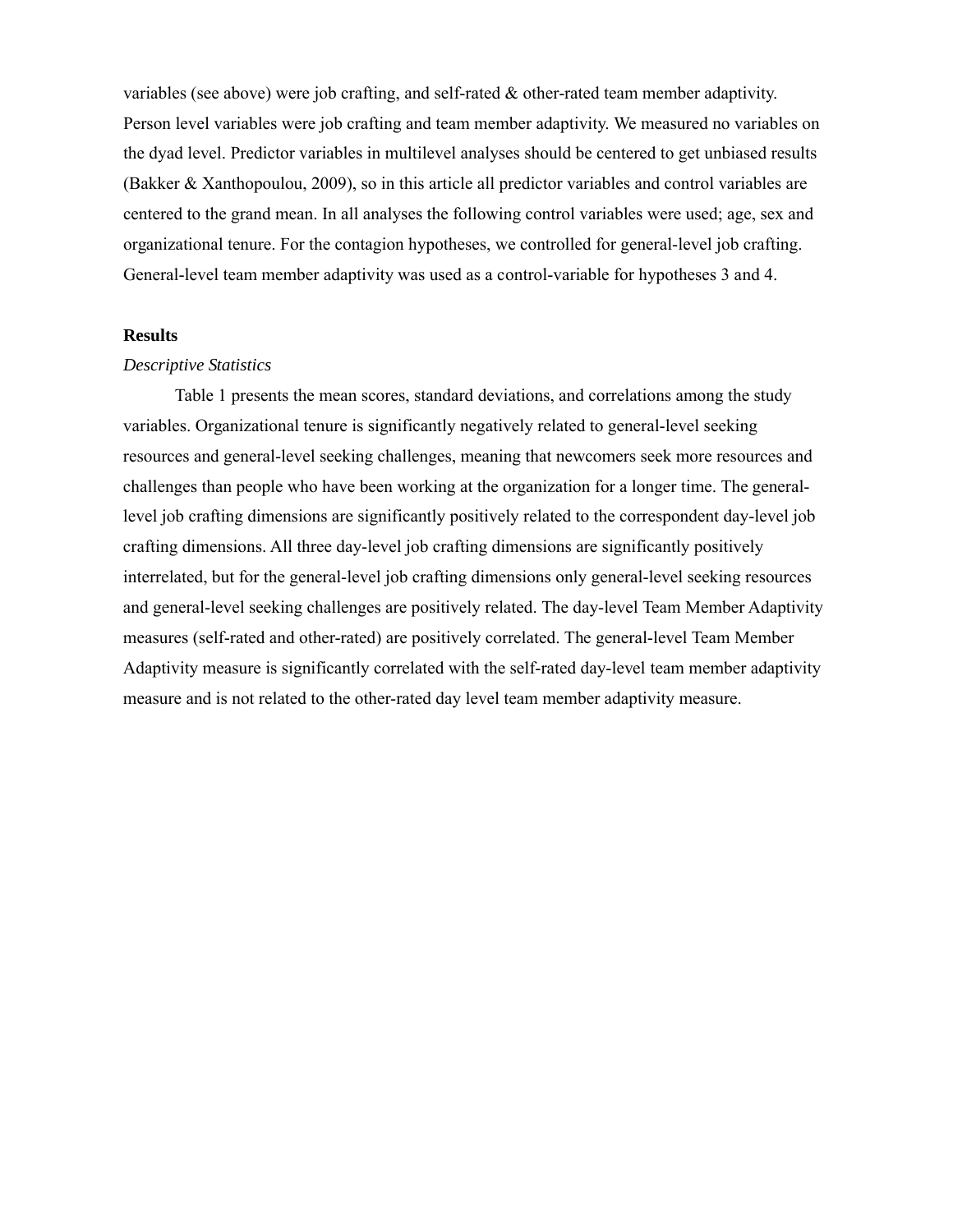variables (see above) were job crafting, and self-rated & other-rated team member adaptivity. Person level variables were job crafting and team member adaptivity. We measured no variables on the dyad level. Predictor variables in multilevel analyses should be centered to get unbiased results (Bakker & Xanthopoulou, 2009), so in this article all predictor variables and control variables are centered to the grand mean. In all analyses the following control variables were used; age, sex and organizational tenure. For the contagion hypotheses, we controlled for general-level job crafting. General-level team member adaptivity was used as a control-variable for hypotheses 3 and 4.

## Results

### *Descriptive Statistics*

Table 1 presents the mean scores, standard deviations, and correlations among the study variables. Organizational tenure is significantly negatively related to general-level seeking resources and general-level seeking challenges, meaning that newcomers seek more resources and challenges than people who have been working at the organization for a longer time. The general-level job crafting dimensions are significantly positively related to the correspondent day-level job crafting dimensions. All three day-level job crafting dimensions are significantly positively interrelated, but for the general-level job crafting dimensions only general-level seeking resources and general-level seeking challenges are positively related. The day-level Team Member Adaptivity measures (self-rated and other-rated) are positively correlated. The general-level Team Member Adaptivity measure is significantly correlated with the self-rated day-level team member adaptivity measure and is not related to the other-rated day level team member adaptivity measure.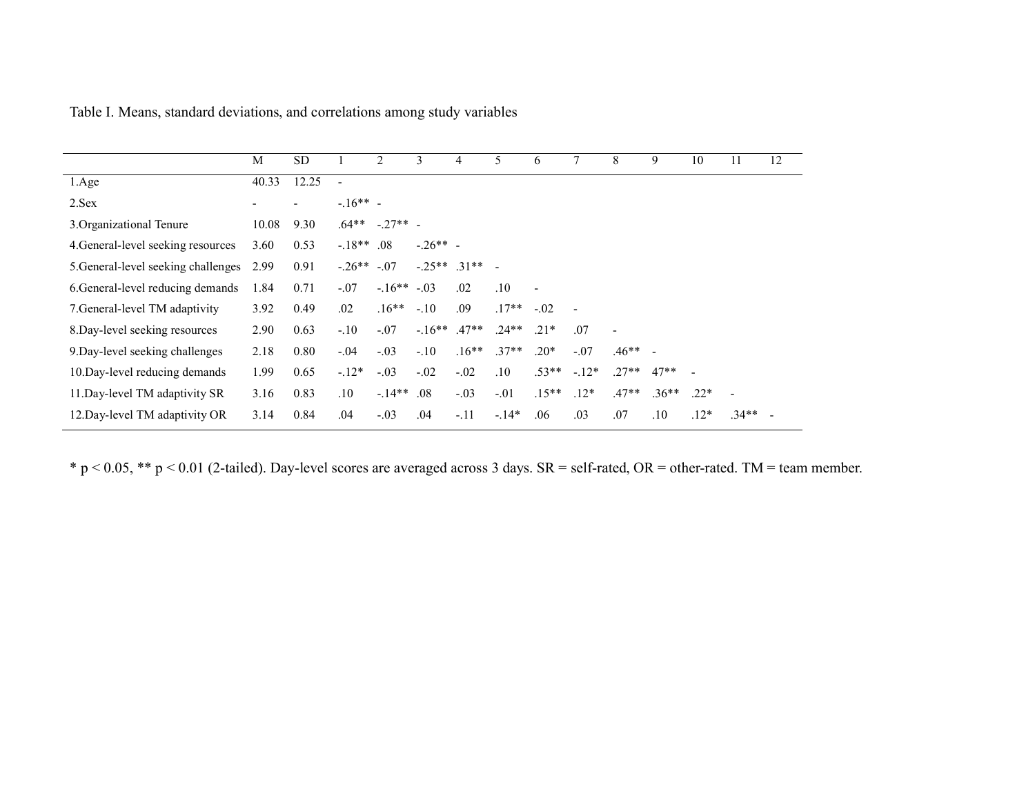Table I. Means, standard deviations, and correlations among study variables

| | M | SD | 1 | 2 | 3 | 4 | 5 | 6 | 7 | 8 | 9 | 10 | 11 | 12 |
|---|---|---|---|---|---|---|---|---|---|---|---|---|---|---|
| 1.Age | 40.33 | 12.25 | - | | | | | | | | | | | |
| 2.Sex | - | - | -.16** | - | | | | | | | | | | |
| 3.Organizational Tenure | 10.08 | 9.30 | .64** | -.27** | - | | | | | | | | | |
| 4.General-level seeking resources | 3.60 | 0.53 | -.18** | .08 | -.26** | - | | | | | | | | |
| 5.General-level seeking challenges | 2.99 | 0.91 | -.26** | -.07 | -.25** | .31** | - | | | | | | | |
| 6.General-level reducing demands | 1.84 | 0.71 | -.07 | -.16** | -.03 | .02 | .10 | - | | | | | | |
| 7.General-level TM adaptivity | 3.92 | 0.49 | .02 | .16** | -.10 | .09 | .17** | -.02 | - | | | | | |
| 8.Day-level seeking resources | 2.90 | 0.63 | -.10 | -.07 | -.16** | .47** | .24** | .21* | .07 | - | | | | |
| 9.Day-level seeking challenges | 2.18 | 0.80 | -.04 | -.03 | -.10 | .16** | .37** | .20* | -.07 | .46** | - | | | |
| 10.Day-level reducing demands | 1.99 | 0.65 | -.12* | -.03 | -.02 | -.02 | .10 | .53** | -.12* | .27** | 47** | - | | |
| 11.Day-level TM adaptivity SR | 3.16 | 0.83 | .10 | -.14** | .08 | -.03 | -.01 | .15** | .12* | .47** | .36** | .22* | - | |
| 12.Day-level TM adaptivity OR | 3.14 | 0.84 | .04 | -.03 | .04 | -.11 | -.14* | .06 | .03 | .07 | .10 | .12* | .34** | - |

* $p < 0.05$, ** $p < 0.01$ (2-tailed). Day-level scores are averaged across 3 days. SR = self-rated, OR = other-rated. TM = team member.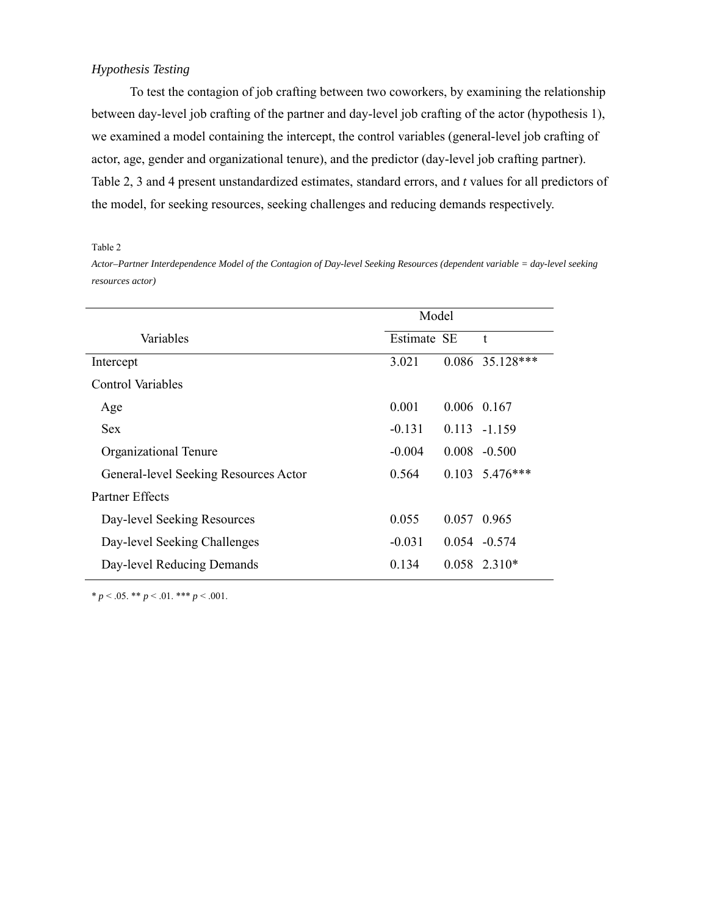*Hypothesis Testing*

To test the contagion of job crafting between two coworkers, by examining the relationship between day-level job crafting of the partner and day-level job crafting of the actor (hypothesis 1), we examined a model containing the intercept, the control variables (general-level job crafting of actor, age, gender and organizational tenure), and the predictor (day-level job crafting partner). Table 2, 3 and 4 present unstandardized estimates, standard errors, and *t* values for all predictors of the model, for seeking resources, seeking challenges and reducing demands respectively.

Table 2

*Actor–Partner Interdependence Model of the Contagion of Day-level Seeking Resources (dependent variable = day-level seeking resources actor)*

| | Model | | |
|---|---|---|---|
| Variables | Estimate | SE | t |
| Intercept | 3.021 | 0.086 | 35.128*** |
| Control Variables | | | |
| Age | 0.001 | 0.006 | 0.167 |
| Sex | -0.131 | 0.113 | -1.159 |
| Organizational Tenure | -0.004 | 0.008 | -0.500 |
| General-level Seeking Resources Actor | 0.564 | 0.103 | 5.476*** |
| Partner Effects | | | |
| Day-level Seeking Resources | 0.055 | 0.057 | 0.965 |
| Day-level Seeking Challenges | -0.031 | 0.054 | -0.574 |
| Day-level Reducing Demands | 0.134 | 0.058 | 2.310* |

\* $p < .05$. ** $p < .01$. *** $p < .001$.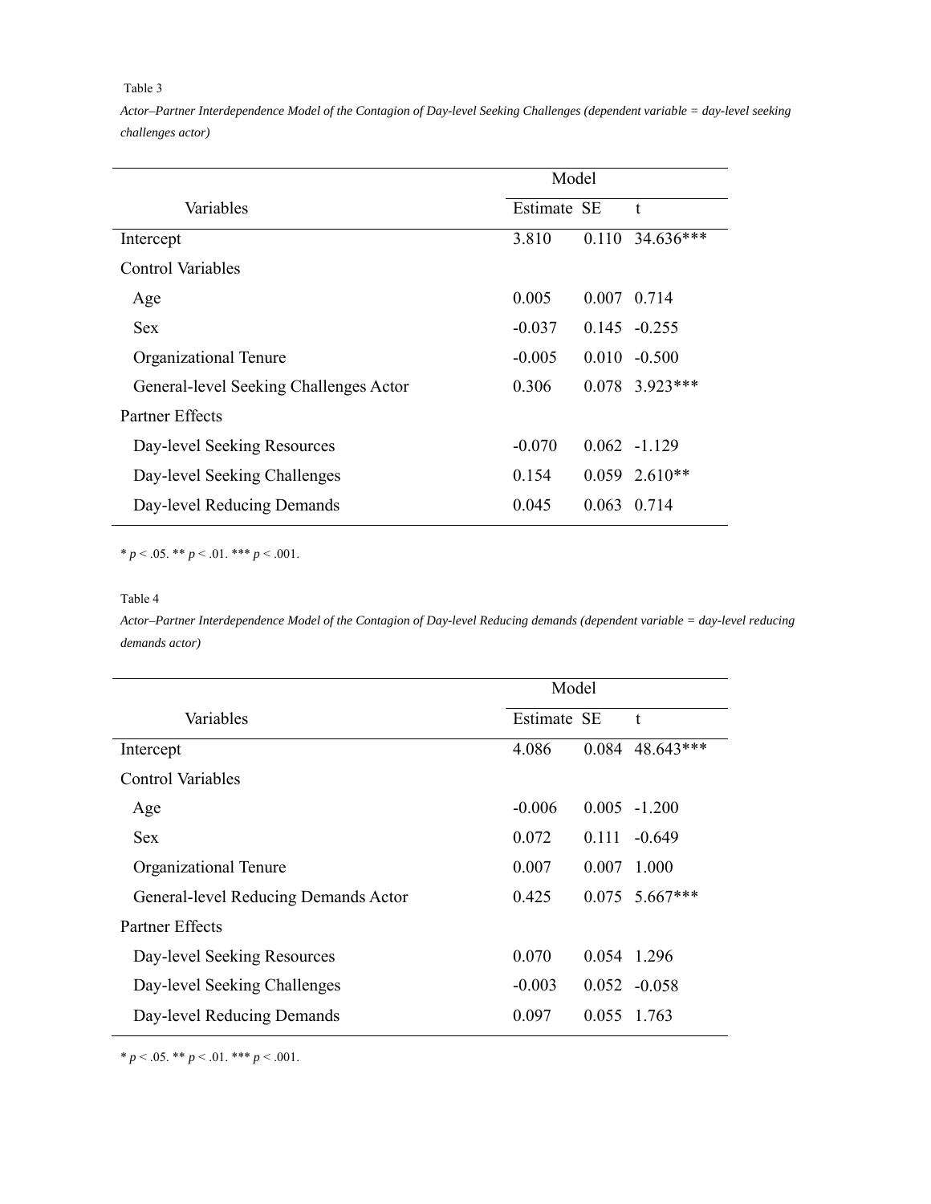Table 3

*Actor–Partner Interdependence Model of the Contagion of Day-level Seeking Challenges (dependent variable = day-level seeking challenges actor)*

| Variables | Model | | |
|---|---|---|---|
| | Estimate | SE | t |
| Intercept | 3.810 | 0.110 | 34.636*** |
| Control Variables | | | |
| Age | 0.005 | 0.007 | 0.714 |
| Sex | -0.037 | 0.145 | -0.255 |
| Organizational Tenure | -0.005 | 0.010 | -0.500 |
| General-level Seeking Challenges Actor | 0.306 | 0.078 | 3.923*** |
| Partner Effects | | | |
| Day-level Seeking Resources | -0.070 | 0.062 | -1.129 |
| Day-level Seeking Challenges | 0.154 | 0.059 | 2.610** |
| Day-level Reducing Demands | 0.045 | 0.063 | 0.714 |

\* *p* < .05. ** *p* < .01. *** *p* < .001.

Table 4

*Actor–Partner Interdependence Model of the Contagion of Day-level Reducing demands (dependent variable = day-level reducing demands actor)*

| Variables | Model | | |
|---|---|---|---|
| | Estimate | SE | t |
| Intercept | 4.086 | 0.084 | 48.643*** |
| Control Variables | | | |
| Age | -0.006 | 0.005 | -1.200 |
| Sex | 0.072 | 0.111 | -0.649 |
| Organizational Tenure | 0.007 | 0.007 | 1.000 |
| General-level Reducing Demands Actor | 0.425 | 0.075 | 5.667*** |
| Partner Effects | | | |
| Day-level Seeking Resources | 0.070 | 0.054 | 1.296 |
| Day-level Seeking Challenges | -0.003 | 0.052 | -0.058 |
| Day-level Reducing Demands | 0.097 | 0.055 | 1.763 |

\* *p* < .05. ** *p* < .01. *** *p* < .001.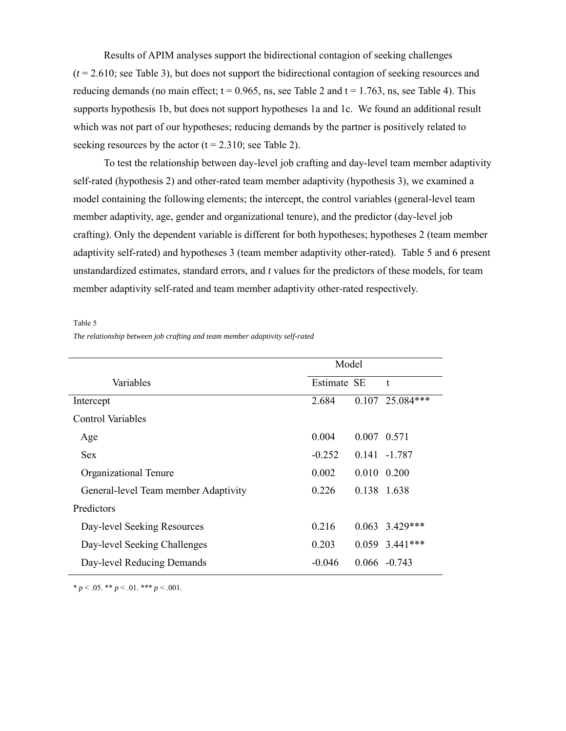Results of APIM analyses support the bidirectional contagion of seeking challenges ($t$ = 2.610; see Table 3), but does not support the bidirectional contagion of seeking resources and reducing demands (no main effect; t = 0.965, ns, see Table 2 and t = 1.763, ns, see Table 4). This supports hypothesis 1b, but does not support hypotheses 1a and 1c. We found an additional result which was not part of our hypotheses; reducing demands by the partner is positively related to seeking resources by the actor (t = 2.310; see Table 2).

To test the relationship between day-level job crafting and day-level team member adaptivity self-rated (hypothesis 2) and other-rated team member adaptivity (hypothesis 3), we examined a model containing the following elements; the intercept, the control variables (general-level team member adaptivity, age, gender and organizational tenure), and the predictor (day-level job crafting). Only the dependent variable is different for both hypotheses; hypotheses 2 (team member adaptivity self-rated) and hypotheses 3 (team member adaptivity other-rated). Table 5 and 6 present unstandardized estimates, standard errors, and *t* values for the predictors of these models, for team member adaptivity self-rated and team member adaptivity other-rated respectively.

Table 5

*The relationship between job crafting and team member adaptivity self-rated*

| Variables | Model | | |
|---|---|---|---|
| | Estimate | SE | t |
| Intercept | 2.684 | 0.107 | 25.084*** |
| Control Variables | | | |
| Age | 0.004 | 0.007 | 0.571 |
| Sex | -0.252 | 0.141 | -1.787 |
| Organizational Tenure | 0.002 | 0.010 | 0.200 |
| General-level Team member Adaptivity | 0.226 | 0.138 | 1.638 |
| Predictors | | | |
| Day-level Seeking Resources | 0.216 | 0.063 | 3.429*** |
| Day-level Seeking Challenges | 0.203 | 0.059 | 3.441*** |
| Day-level Reducing Demands | -0.046 | 0.066 | -0.743 |

* $p < .05$. ** $p < .01$. *** $p < .001$.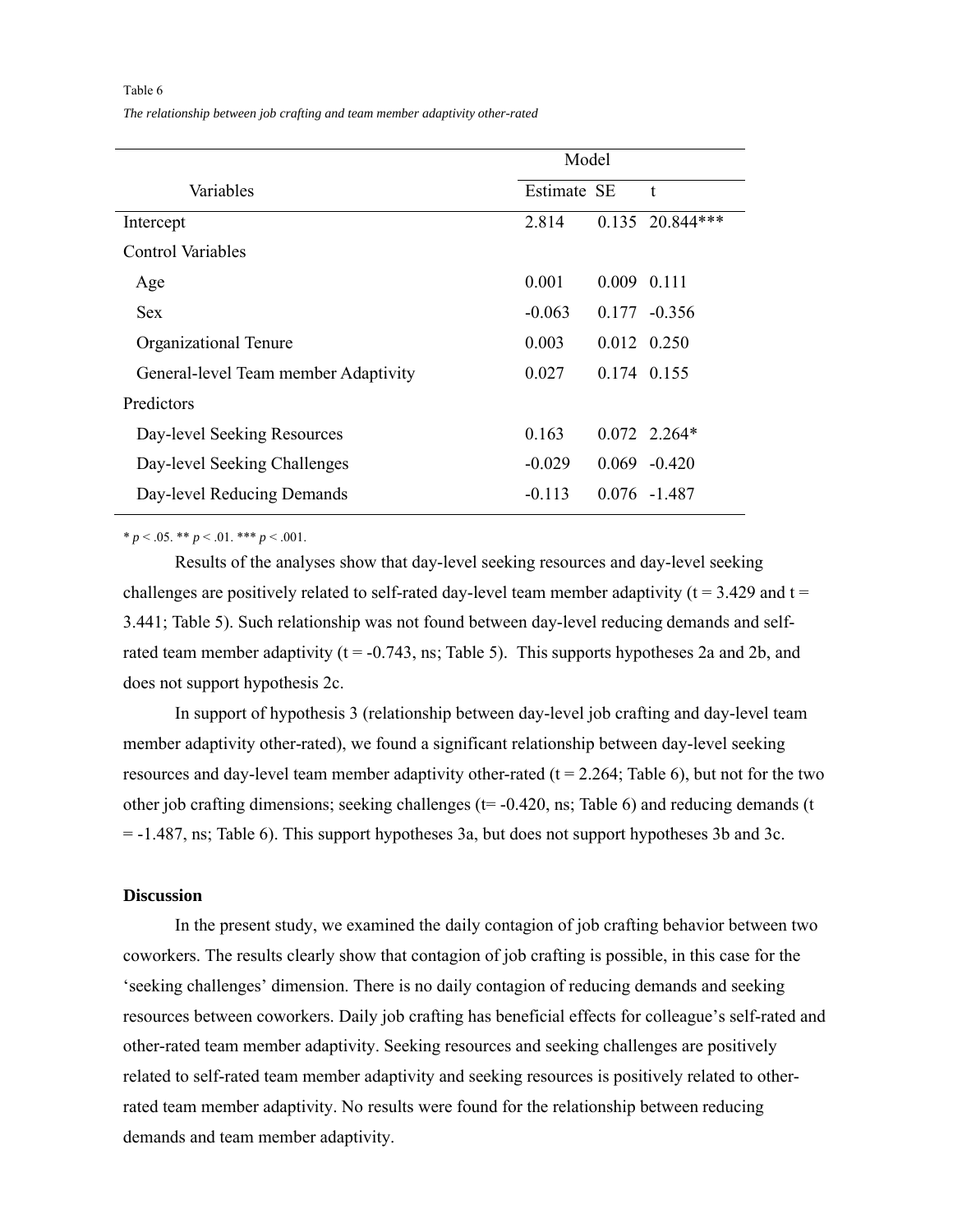Table 6

*The relationship between job crafting and team member adaptivity other-rated*

| Variables | Model | | |
|---|---|---|---|
| | Estimate | SE | t |
| Intercept | 2.814 | 0.135 | 20.844*** |
| Control Variables | | | |
| Age | 0.001 | 0.009 | 0.111 |
| Sex | -0.063 | 0.177 | -0.356 |
| Organizational Tenure | 0.003 | 0.012 | 0.250 |
| General-level Team member Adaptivity | 0.027 | 0.174 | 0.155 |
| Predictors | | | |
| Day-level Seeking Resources | 0.163 | 0.072 | 2.264* |
| Day-level Seeking Challenges | -0.029 | 0.069 | -0.420 |
| Day-level Reducing Demands | -0.113 | 0.076 | -1.487 |

* $p < .05$. ** $p < .01$. *** $p < .001$.

Results of the analyses show that day-level seeking resources and day-level seeking challenges are positively related to self-rated day-level team member adaptivity ($t = 3.429$ and $t = 3.441$; Table 5). Such relationship was not found between day-level reducing demands and self-rated team member adaptivity ($t = -0.743$, ns; Table 5). This supports hypotheses 2a and 2b, and does not support hypothesis 2c.

In support of hypothesis 3 (relationship between day-level job crafting and day-level team member adaptivity other-rated), we found a significant relationship between day-level seeking resources and day-level team member adaptivity other-rated ($t = 2.264$; Table 6), but not for the two other job crafting dimensions; seeking challenges ($t= -0.420$, ns; Table 6) and reducing demands ($t = -1.487$, ns; Table 6). This support hypotheses 3a, but does not support hypotheses 3b and 3c.

**Discussion**

In the present study, we examined the daily contagion of job crafting behavior between two coworkers. The results clearly show that contagion of job crafting is possible, in this case for the 'seeking challenges' dimension. There is no daily contagion of reducing demands and seeking resources between coworkers. Daily job crafting has beneficial effects for colleague's self-rated and other-rated team member adaptivity. Seeking resources and seeking challenges are positively related to self-rated team member adaptivity and seeking resources is positively related to other-rated team member adaptivity. No results were found for the relationship between reducing demands and team member adaptivity.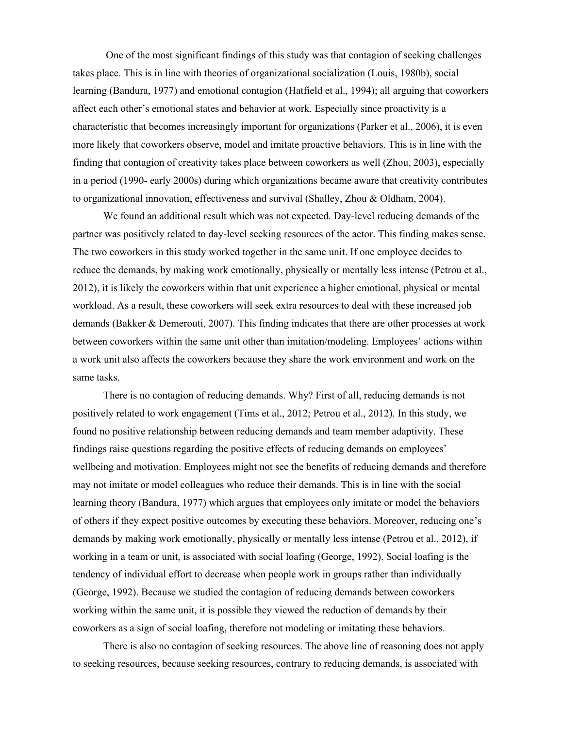One of the most significant findings of this study was that contagion of seeking challenges takes place. This is in line with theories of organizational socialization (Louis, 1980b), social learning (Bandura, 1977) and emotional contagion (Hatfield et al., 1994); all arguing that coworkers affect each other's emotional states and behavior at work. Especially since proactivity is a characteristic that becomes increasingly important for organizations (Parker et al., 2006), it is even more likely that coworkers observe, model and imitate proactive behaviors. This is in line with the finding that contagion of creativity takes place between coworkers as well (Zhou, 2003), especially in a period (1990- early 2000s) during which organizations became aware that creativity contributes to organizational innovation, effectiveness and survival (Shalley, Zhou & Oldham, 2004).

We found an additional result which was not expected. Day-level reducing demands of the partner was positively related to day-level seeking resources of the actor. This finding makes sense. The two coworkers in this study worked together in the same unit. If one employee decides to reduce the demands, by making work emotionally, physically or mentally less intense (Petrou et al., 2012), it is likely the coworkers within that unit experience a higher emotional, physical or mental workload. As a result, these coworkers will seek extra resources to deal with these increased job demands (Bakker & Demerouti, 2007). This finding indicates that there are other processes at work between coworkers within the same unit other than imitation/modeling. Employees' actions within a work unit also affects the coworkers because they share the work environment and work on the same tasks.

There is no contagion of reducing demands. Why? First of all, reducing demands is not positively related to work engagement (Tims et al., 2012; Petrou et al., 2012). In this study, we found no positive relationship between reducing demands and team member adaptivity. These findings raise questions regarding the positive effects of reducing demands on employees' wellbeing and motivation. Employees might not see the benefits of reducing demands and therefore may not imitate or model colleagues who reduce their demands. This is in line with the social learning theory (Bandura, 1977) which argues that employees only imitate or model the behaviors of others if they expect positive outcomes by executing these behaviors. Moreover, reducing one's demands by making work emotionally, physically or mentally less intense (Petrou et al., 2012), if working in a team or unit, is associated with social loafing (George, 1992). Social loafing is the tendency of individual effort to decrease when people work in groups rather than individually (George, 1992). Because we studied the contagion of reducing demands between coworkers working within the same unit, it is possible they viewed the reduction of demands by their coworkers as a sign of social loafing, therefore not modeling or imitating these behaviors.

There is also no contagion of seeking resources. The above line of reasoning does not apply to seeking resources, because seeking resources, contrary to reducing demands, is associated with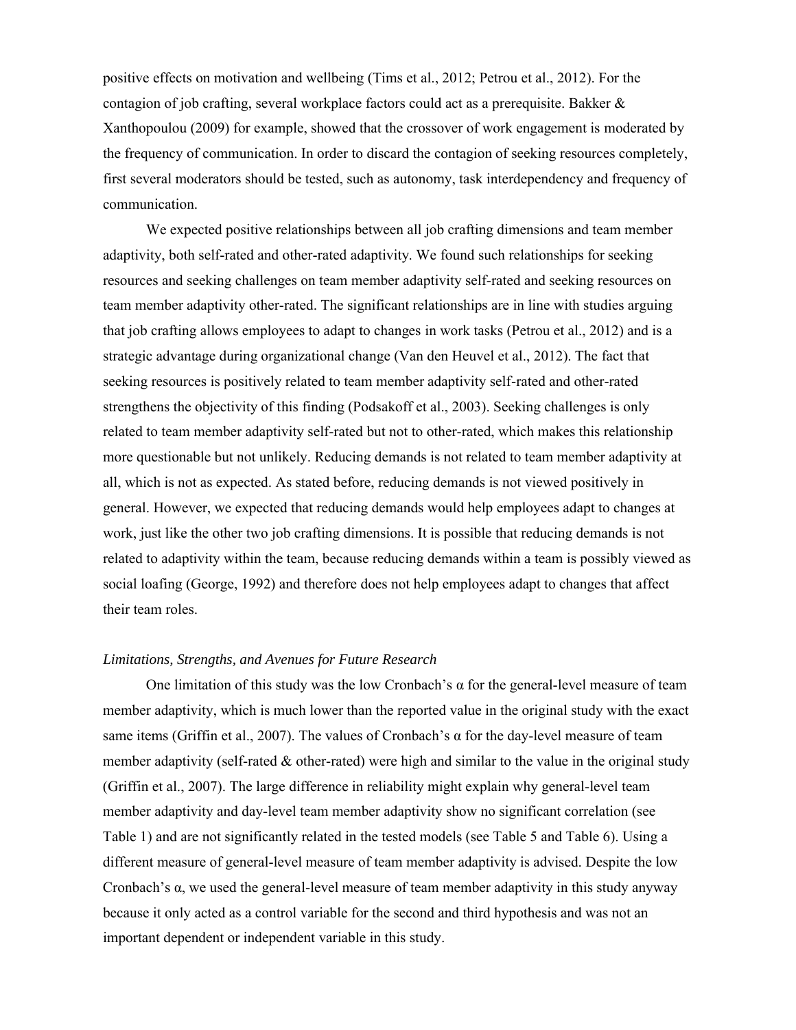positive effects on motivation and wellbeing (Tims et al., 2012; Petrou et al., 2012). For the contagion of job crafting, several workplace factors could act as a prerequisite. Bakker & Xanthopoulou (2009) for example, showed that the crossover of work engagement is moderated by the frequency of communication. In order to discard the contagion of seeking resources completely, first several moderators should be tested, such as autonomy, task interdependency and frequency of communication.

We expected positive relationships between all job crafting dimensions and team member adaptivity, both self-rated and other-rated adaptivity. We found such relationships for seeking resources and seeking challenges on team member adaptivity self-rated and seeking resources on team member adaptivity other-rated. The significant relationships are in line with studies arguing that job crafting allows employees to adapt to changes in work tasks (Petrou et al., 2012) and is a strategic advantage during organizational change (Van den Heuvel et al., 2012). The fact that seeking resources is positively related to team member adaptivity self-rated and other-rated strengthens the objectivity of this finding (Podsakoff et al., 2003). Seeking challenges is only related to team member adaptivity self-rated but not to other-rated, which makes this relationship more questionable but not unlikely. Reducing demands is not related to team member adaptivity at all, which is not as expected. As stated before, reducing demands is not viewed positively in general. However, we expected that reducing demands would help employees adapt to changes at work, just like the other two job crafting dimensions. It is possible that reducing demands is not related to adaptivity within the team, because reducing demands within a team is possibly viewed as social loafing (George, 1992) and therefore does not help employees adapt to changes that affect their team roles.

*Limitations, Strengths, and Avenues for Future Research*

One limitation of this study was the low Cronbach's α for the general-level measure of team member adaptivity, which is much lower than the reported value in the original study with the exact same items (Griffin et al., 2007). The values of Cronbach's α for the day-level measure of team member adaptivity (self-rated & other-rated) were high and similar to the value in the original study (Griffin et al., 2007). The large difference in reliability might explain why general-level team member adaptivity and day-level team member adaptivity show no significant correlation (see Table 1) and are not significantly related in the tested models (see Table 5 and Table 6). Using a different measure of general-level measure of team member adaptivity is advised. Despite the low Cronbach's α, we used the general-level measure of team member adaptivity in this study anyway because it only acted as a control variable for the second and third hypothesis and was not an important dependent or independent variable in this study.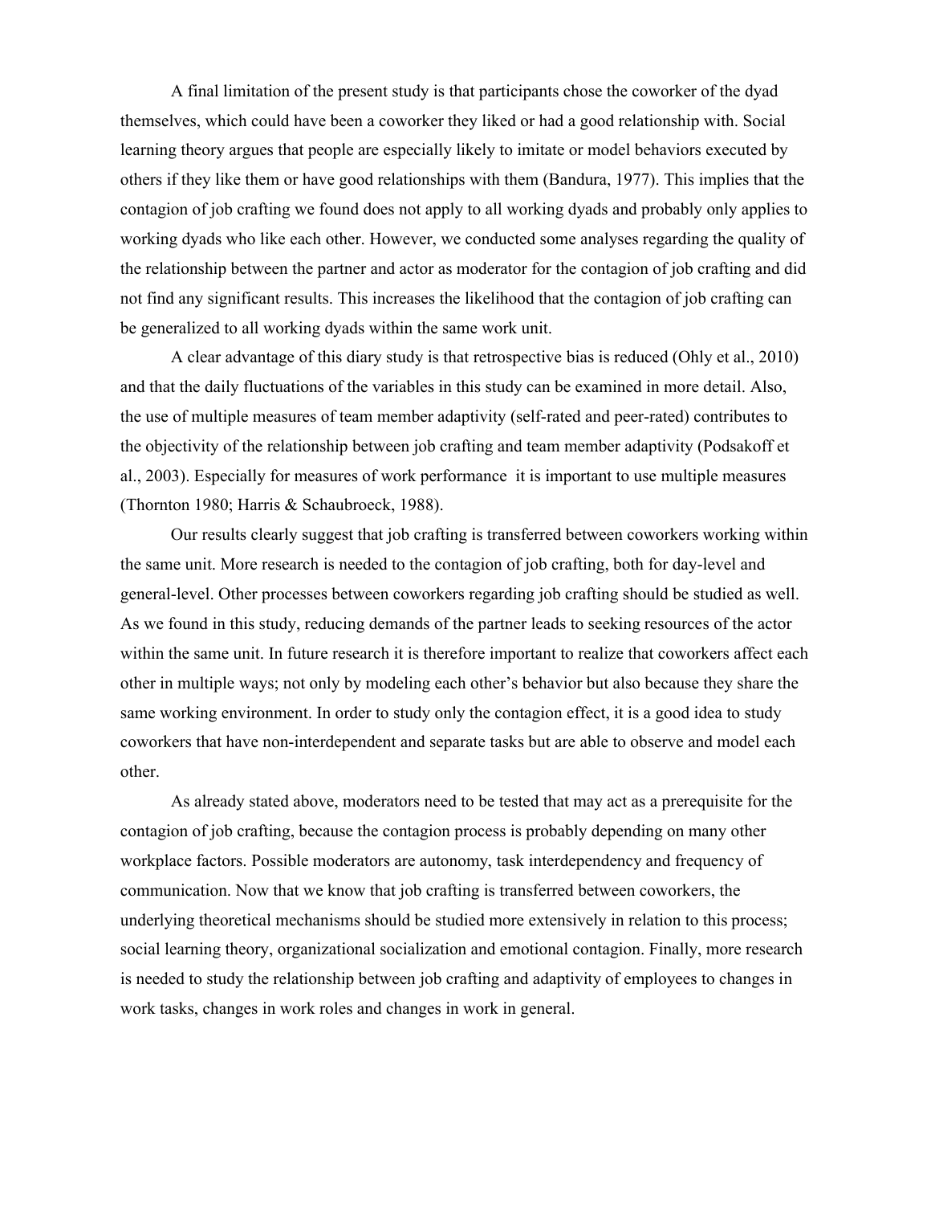A final limitation of the present study is that participants chose the coworker of the dyad themselves, which could have been a coworker they liked or had a good relationship with. Social learning theory argues that people are especially likely to imitate or model behaviors executed by others if they like them or have good relationships with them (Bandura, 1977). This implies that the contagion of job crafting we found does not apply to all working dyads and probably only applies to working dyads who like each other. However, we conducted some analyses regarding the quality of the relationship between the partner and actor as moderator for the contagion of job crafting and did not find any significant results. This increases the likelihood that the contagion of job crafting can be generalized to all working dyads within the same work unit.

A clear advantage of this diary study is that retrospective bias is reduced (Ohly et al., 2010) and that the daily fluctuations of the variables in this study can be examined in more detail. Also, the use of multiple measures of team member adaptivity (self-rated and peer-rated) contributes to the objectivity of the relationship between job crafting and team member adaptivity (Podsakoff et al., 2003). Especially for measures of work performance it is important to use multiple measures (Thornton 1980; Harris & Schaubroeck, 1988).

Our results clearly suggest that job crafting is transferred between coworkers working within the same unit. More research is needed to the contagion of job crafting, both for day-level and general-level. Other processes between coworkers regarding job crafting should be studied as well. As we found in this study, reducing demands of the partner leads to seeking resources of the actor within the same unit. In future research it is therefore important to realize that coworkers affect each other in multiple ways; not only by modeling each other's behavior but also because they share the same working environment. In order to study only the contagion effect, it is a good idea to study coworkers that have non-interdependent and separate tasks but are able to observe and model each other.

As already stated above, moderators need to be tested that may act as a prerequisite for the contagion of job crafting, because the contagion process is probably depending on many other workplace factors. Possible moderators are autonomy, task interdependency and frequency of communication. Now that we know that job crafting is transferred between coworkers, the underlying theoretical mechanisms should be studied more extensively in relation to this process; social learning theory, organizational socialization and emotional contagion. Finally, more research is needed to study the relationship between job crafting and adaptivity of employees to changes in work tasks, changes in work roles and changes in work in general.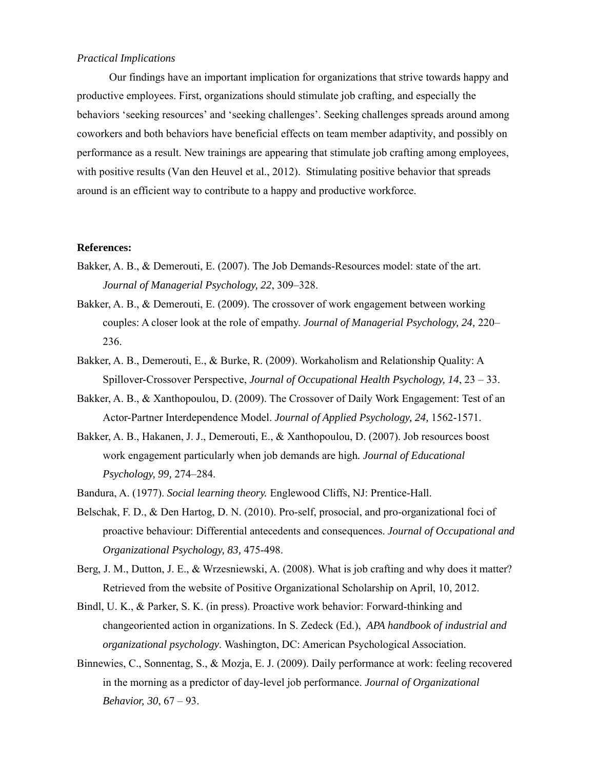*Practical Implications*

Our findings have an important implication for organizations that strive towards happy and productive employees. First, organizations should stimulate job crafting, and especially the behaviors 'seeking resources' and 'seeking challenges'. Seeking challenges spreads around among coworkers and both behaviors have beneficial effects on team member adaptivity, and possibly on performance as a result. New trainings are appearing that stimulate job crafting among employees, with positive results (Van den Heuvel et al., 2012). Stimulating positive behavior that spreads around is an efficient way to contribute to a happy and productive workforce.

**References:**

Bakker, A. B., & Demerouti, E. (2007). The Job Demands-Resources model: state of the art. *Journal of Managerial Psychology, 22*, 309–328.

Bakker, A. B., & Demerouti, E. (2009). The crossover of work engagement between working couples: A closer look at the role of empathy. *Journal of Managerial Psychology, 24,* 220–236.

Bakker, A. B., Demerouti, E., & Burke, R. (2009). Workaholism and Relationship Quality: A Spillover-Crossover Perspective, *Journal of Occupational Health Psychology, 14*, 23 – 33.

Bakker, A. B., & Xanthopoulou, D. (2009). The Crossover of Daily Work Engagement: Test of an Actor-Partner Interdependence Model. *Journal of Applied Psychology, 24,* 1562-1571.

Bakker, A. B., Hakanen, J. J., Demerouti, E., & Xanthopoulou, D. (2007). Job resources boost work engagement particularly when job demands are high*. Journal of Educational Psychology, 99,* 274–284.

Bandura, A. (1977). *Social learning theory.* Englewood Cliffs, NJ: Prentice-Hall.

Belschak, F. D., & Den Hartog, D. N. (2010). Pro-self, prosocial, and pro-organizational foci of proactive behaviour: Differential antecedents and consequences. *Journal of Occupational and Organizational Psychology, 83,* 475-498.

Berg, J. M., Dutton, J. E., & Wrzesniewski, A. (2008). What is job crafting and why does it matter? Retrieved from the website of Positive Organizational Scholarship on April, 10, 2012.

Bindl, U. K., & Parker, S. K. (in press). Proactive work behavior: Forward-thinking and changeoriented action in organizations. In S. Zedeck (Ed.), *APA handbook of industrial and organizational psychology*. Washington, DC: American Psychological Association.

Binnewies, C., Sonnentag, S., & Mozja, E. J. (2009). Daily performance at work: feeling recovered in the morning as a predictor of day-level job performance. *Journal of Organizational Behavior, 30*, 67 – 93.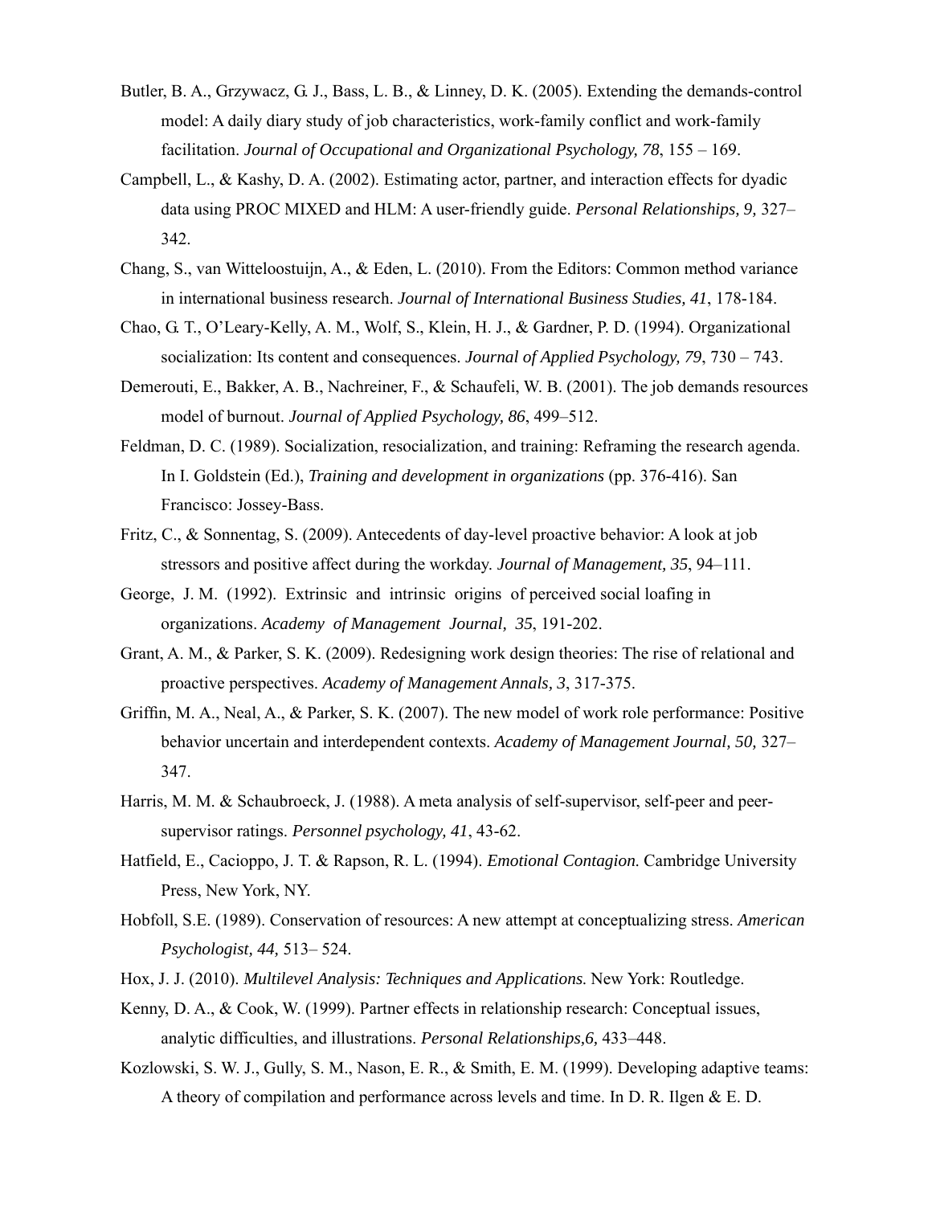Butler, B. A., Grzywacz, G. J., Bass, L. B., & Linney, D. K. (2005). Extending the demands-control model: A daily diary study of job characteristics, work-family conflict and work-family facilitation. *Journal of Occupational and Organizational Psychology, 78*, 155 – 169.

Campbell, L., & Kashy, D. A. (2002). Estimating actor, partner, and interaction effects for dyadic data using PROC MIXED and HLM: A user-friendly guide. *Personal Relationships, 9,* 327–342.

Chang, S., van Witteloostuijn, A., & Eden, L. (2010). From the Editors: Common method variance in international business research. *Journal of International Business Studies, 41*, 178-184.

Chao, G. T., O'Leary-Kelly, A. M., Wolf, S., Klein, H. J., & Gardner, P. D. (1994). Organizational socialization: Its content and consequences. *Journal of Applied Psychology, 79*, 730 – 743.

Demerouti, E., Bakker, A. B., Nachreiner, F., & Schaufeli, W. B. (2001). The job demands resources model of burnout. *Journal of Applied Psychology, 86*, 499–512.

Feldman, D. C. (1989). Socialization, resocialization, and training: Reframing the research agenda. In I. Goldstein (Ed.), *Training and development in organizations* (pp. 376-416). San Francisco: Jossey-Bass.

Fritz, C., & Sonnentag, S. (2009). Antecedents of day-level proactive behavior: A look at job stressors and positive affect during the workday. *Journal of Management, 35*, 94–111.

George, J. M. (1992). Extrinsic and intrinsic origins of perceived social loafing in organizations. *Academy of Management Journal, 35*, 191-202.

Grant, A. M., & Parker, S. K. (2009). Redesigning work design theories: The rise of relational and proactive perspectives. *Academy of Management Annals, 3*, 317-375.

Griffin, M. A., Neal, A., & Parker, S. K. (2007). The new model of work role performance: Positive behavior uncertain and interdependent contexts. *Academy of Management Journal, 50,* 327–347.

Harris, M. M. & Schaubroeck, J. (1988). A meta analysis of self-supervisor, self-peer and peer-supervisor ratings. *Personnel psychology, 41*, 43-62.

Hatfield, E., Cacioppo, J. T. & Rapson, R. L. (1994). *Emotional Contagion.* Cambridge University Press, New York, NY.

Hobfoll, S.E. (1989). Conservation of resources: A new attempt at conceptualizing stress. *American Psychologist, 44,* 513– 524.

Hox, J. J. (2010). *Multilevel Analysis: Techniques and Applications.* New York: Routledge.

Kenny, D. A., & Cook, W. (1999). Partner effects in relationship research: Conceptual issues, analytic difficulties, and illustrations. *Personal Relationships,6,* 433–448.

Kozlowski, S. W. J., Gully, S. M., Nason, E. R., & Smith, E. M. (1999). Developing adaptive teams: A theory of compilation and performance across levels and time. In D. R. Ilgen & E. D.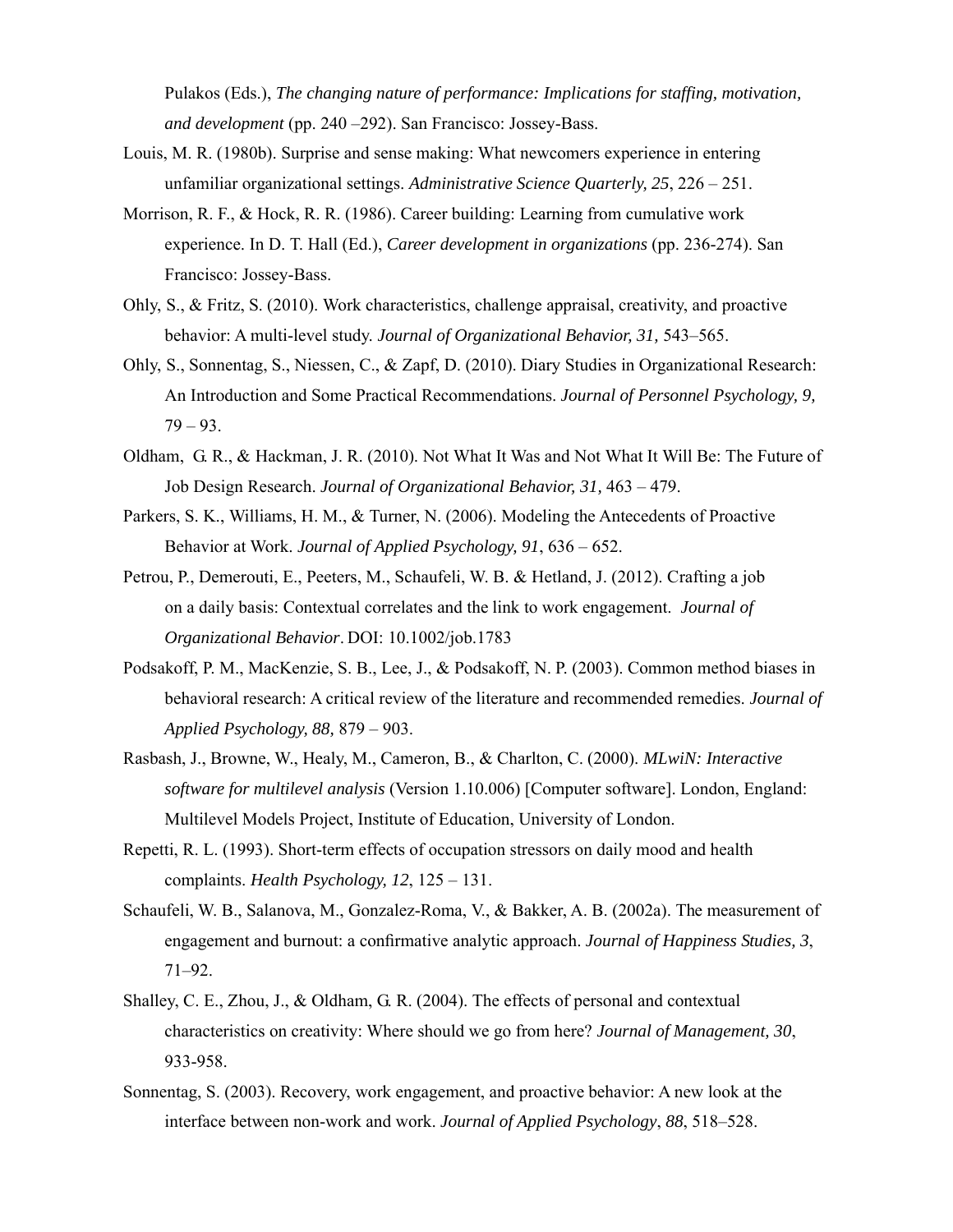Pulakos (Eds.), *The changing nature of performance: Implications for staffing, motivation, and development* (pp. 240 –292). San Francisco: Jossey-Bass.

Louis, M. R. (1980b). Surprise and sense making: What newcomers experience in entering unfamiliar organizational settings. *Administrative Science Quarterly, 25*, 226 – 251.

Morrison, R. F., & Hock, R. R. (1986). Career building: Learning from cumulative work experience. In D. T. Hall (Ed.), *Career development in organizations* (pp. 236-274). San Francisco: Jossey-Bass.

Ohly, S., & Fritz, S. (2010). Work characteristics, challenge appraisal, creativity, and proactive behavior: A multi-level study. *Journal of Organizational Behavior, 31,* 543–565.

Ohly, S., Sonnentag, S., Niessen, C., & Zapf, D. (2010). Diary Studies in Organizational Research: An Introduction and Some Practical Recommendations. *Journal of Personnel Psychology, 9,* 79 – 93.

Oldham, G. R., & Hackman, J. R. (2010). Not What It Was and Not What It Will Be: The Future of Job Design Research. *Journal of Organizational Behavior, 31,* 463 – 479.

Parkers, S. K., Williams, H. M., & Turner, N. (2006). Modeling the Antecedents of Proactive Behavior at Work. *Journal of Applied Psychology, 91*, 636 – 652.

Petrou, P., Demerouti, E., Peeters, M., Schaufeli, W. B. & Hetland, J. (2012). Crafting a job on a daily basis: Contextual correlates and the link to work engagement. *Journal of Organizational Behavior*. DOI: 10.1002/job.1783

Podsakoff, P. M., MacKenzie, S. B., Lee, J., & Podsakoff, N. P. (2003). Common method biases in behavioral research: A critical review of the literature and recommended remedies. *Journal of Applied Psychology, 88,* 879 – 903.

Rasbash, J., Browne, W., Healy, M., Cameron, B., & Charlton, C. (2000). *MLwiN: Interactive software for multilevel analysis* (Version 1.10.006) [Computer software]. London, England: Multilevel Models Project, Institute of Education, University of London.

Repetti, R. L. (1993). Short-term effects of occupation stressors on daily mood and health complaints. *Health Psychology, 12*, 125 – 131.

Schaufeli, W. B., Salanova, M., Gonzalez-Roma, V., & Bakker, A. B. (2002a). The measurement of engagement and burnout: a confirmative analytic approach. *Journal of Happiness Studies, 3*, 71–92.

Shalley, C. E., Zhou, J., & Oldham, G. R. (2004). The effects of personal and contextual characteristics on creativity: Where should we go from here? *Journal of Management, 30*, 933-958.

Sonnentag, S. (2003). Recovery, work engagement, and proactive behavior: A new look at the interface between non-work and work. *Journal of Applied Psychology*, *88*, 518–528.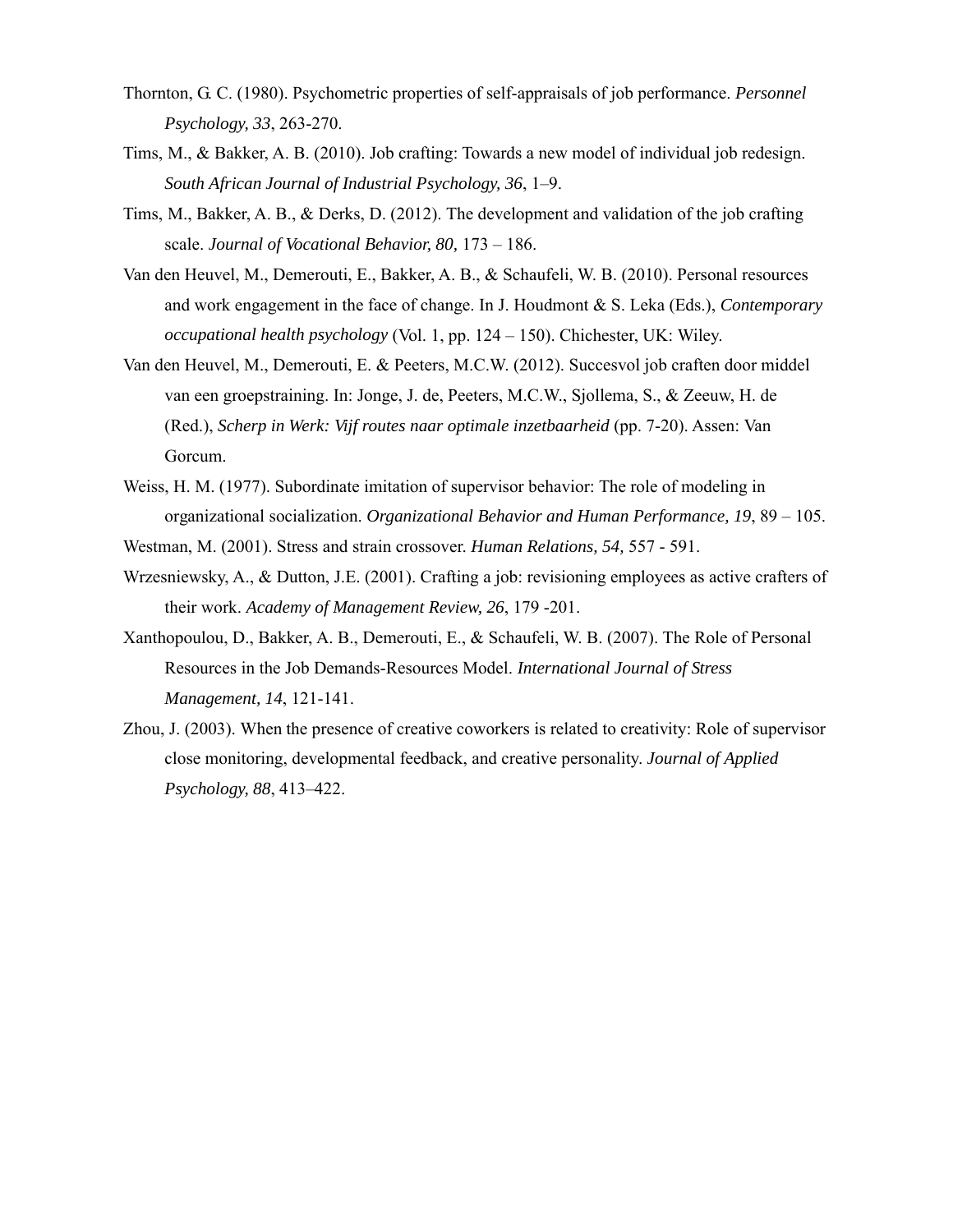Thornton, G. C. (1980). Psychometric properties of self-appraisals of job performance. *Personnel Psychology, 33*, 263-270.

Tims, M., & Bakker, A. B. (2010). Job crafting: Towards a new model of individual job redesign. *South African Journal of Industrial Psychology, 36*, 1–9.

Tims, M., Bakker, A. B., & Derks, D. (2012). The development and validation of the job crafting scale. *Journal of Vocational Behavior, 80,* 173 – 186.

Van den Heuvel, M., Demerouti, E., Bakker, A. B., & Schaufeli, W. B. (2010). Personal resources and work engagement in the face of change. In J. Houdmont & S. Leka (Eds.), *Contemporary occupational health psychology* (Vol. 1, pp. 124 – 150). Chichester, UK: Wiley.

Van den Heuvel, M., Demerouti, E. & Peeters, M.C.W. (2012). Succesvol job craften door middel van een groepstraining. In: Jonge, J. de, Peeters, M.C.W., Sjollema, S., & Zeeuw, H. de (Red.), *Scherp in Werk: Vijf routes naar optimale inzetbaarheid* (pp. 7-20). Assen: Van Gorcum.

Weiss, H. M. (1977). Subordinate imitation of supervisor behavior: The role of modeling in organizational socialization. *Organizational Behavior and Human Performance, 19*, 89 – 105.

Westman, M. (2001). Stress and strain crossover. *Human Relations, 54,* 557 - 591.

Wrzesniewsky, A., & Dutton, J.E. (2001). Crafting a job: revisioning employees as active crafters of their work. *Academy of Management Review, 26*, 179 -201.

Xanthopoulou, D., Bakker, A. B., Demerouti, E., & Schaufeli, W. B. (2007). The Role of Personal Resources in the Job Demands-Resources Model. *International Journal of Stress Management, 14*, 121-141.

Zhou, J. (2003). When the presence of creative coworkers is related to creativity: Role of supervisor close monitoring, developmental feedback, and creative personality. *Journal of Applied Psychology, 88*, 413–422.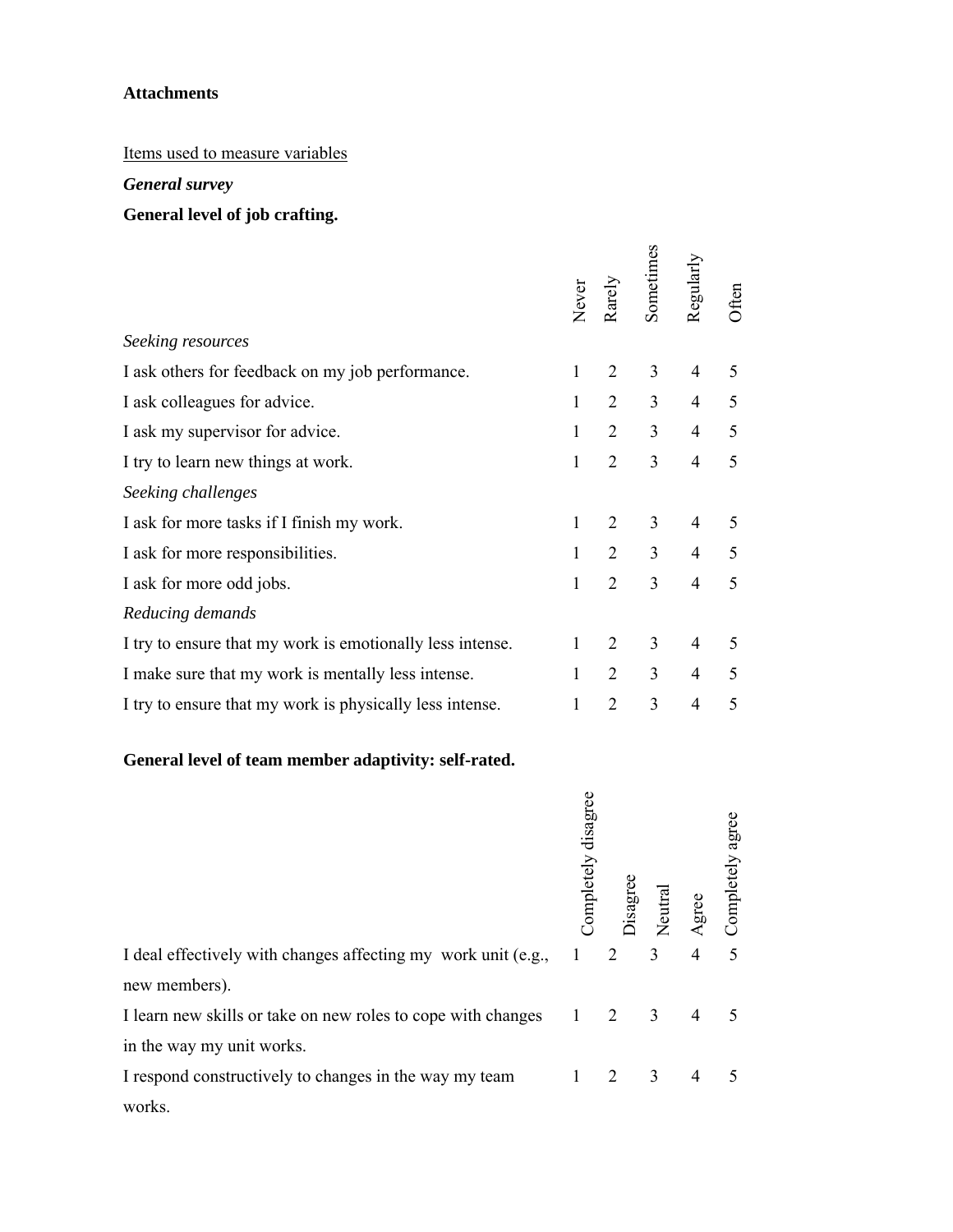**Attachments**

Items used to measure variables

***General survey***

**General level of job crafting.**

| | Never | Rarely | Sometimes | Regularly | Often |
|---|---|---|---|---|---|
| *Seeking resources* | | | | | |
| I ask others for feedback on my job performance. | 1 | 2 | 3 | 4 | 5 |
| I ask colleagues for advice. | 1 | 2 | 3 | 4 | 5 |
| I ask my supervisor for advice. | 1 | 2 | 3 | 4 | 5 |
| I try to learn new things at work. | 1 | 2 | 3 | 4 | 5 |
| *Seeking challenges* | | | | | |
| I ask for more tasks if I finish my work. | 1 | 2 | 3 | 4 | 5 |
| I ask for more responsibilities. | 1 | 2 | 3 | 4 | 5 |
| I ask for more odd jobs. | 1 | 2 | 3 | 4 | 5 |
| *Reducing demands* | | | | | |
| I try to ensure that my work is emotionally less intense. | 1 | 2 | 3 | 4 | 5 |
| I make sure that my work is mentally less intense. | 1 | 2 | 3 | 4 | 5 |
| I try to ensure that my work is physically less intense. | 1 | 2 | 3 | 4 | 5 |

**General level of team member adaptivity: self-rated.**

| | Completely disagree | Disagree | Neutral | Agree | Completely agree |
|---|---|---|---|---|---|
| I deal effectively with changes affecting my work unit (e.g., new members). | 1 | 2 | 3 | 4 | 5 |
| I learn new skills or take on new roles to cope with changes in the way my unit works. | 1 | 2 | 3 | 4 | 5 |
| I respond constructively to changes in the way my team works. | 1 | 2 | 3 | 4 | 5 |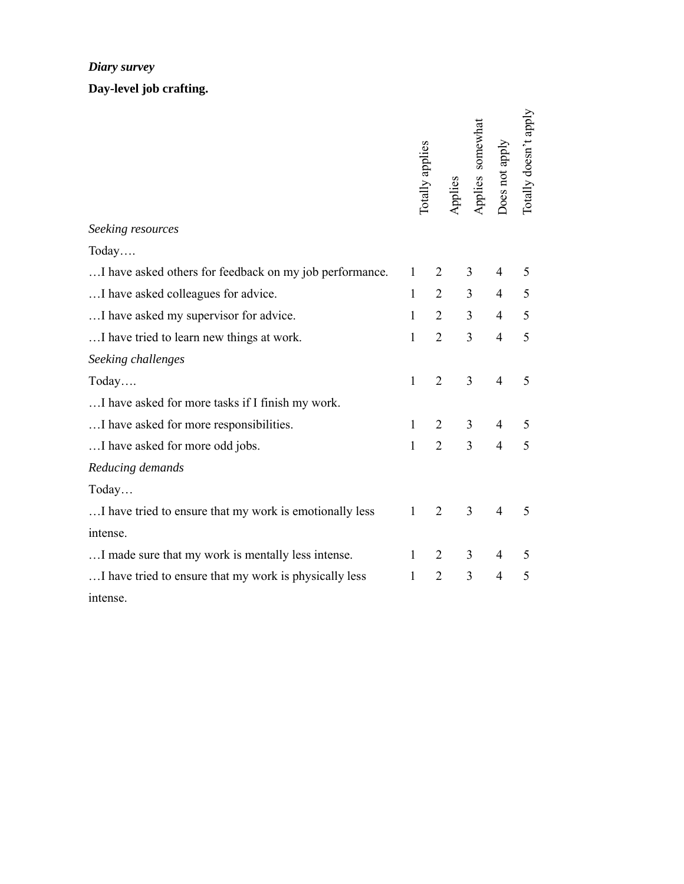*Diary survey*

**Day-level job crafting.**

| | Totally applies | Applies | Applies somewhat | Does not apply | Totally doesn't apply |
|---|---|---|---|---|---|
| *Seeking resources* | | | | | |
| Today…. | | | | | |
| …I have asked others for feedback on my job performance. | 1 | 2 | 3 | 4 | 5 |
| …I have asked colleagues for advice. | 1 | 2 | 3 | 4 | 5 |
| …I have asked my supervisor for advice. | 1 | 2 | 3 | 4 | 5 |
| …I have tried to learn new things at work. | 1 | 2 | 3 | 4 | 5 |
| *Seeking challenges* | | | | | |
| Today…. | 1 | 2 | 3 | 4 | 5 |
| …I have asked for more tasks if I finish my work. | | | | | |
| …I have asked for more responsibilities. | 1 | 2 | 3 | 4 | 5 |
| …I have asked for more odd jobs. | 1 | 2 | 3 | 4 | 5 |
| *Reducing demands* | | | | | |
| Today… | | | | | |
| …I have tried to ensure that my work is emotionally less intense. | 1 | 2 | 3 | 4 | 5 |
| …I made sure that my work is mentally less intense. | 1 | 2 | 3 | 4 | 5 |
| …I have tried to ensure that my work is physically less intense. | 1 | 2 | 3 | 4 | 5 |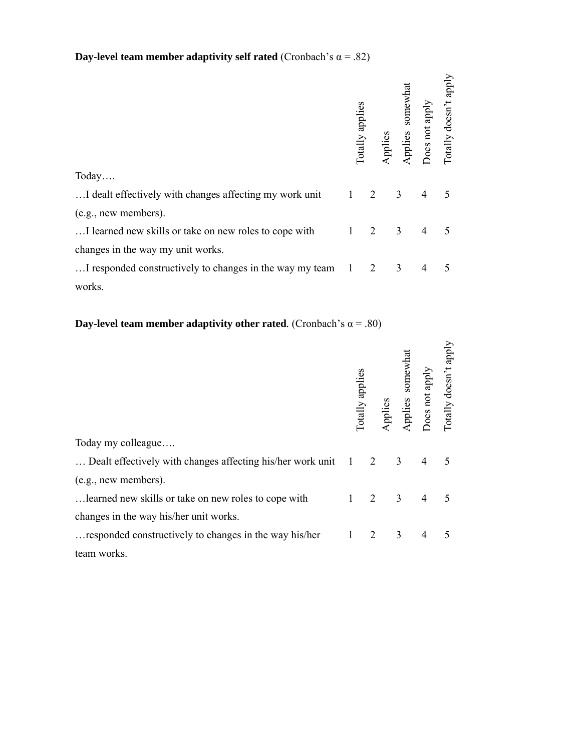**Day-level team member adaptivity self rated** (Cronbach's α = .82)

| Today…. | Totally applies | Applies | Applies somewhat | Does not apply | Totally doesn't apply |
|---|---|---|---|---|---|
| …I dealt effectively with changes affecting my work unit (e.g., new members). | 1 | 2 | 3 | 4 | 5 |
| …I learned new skills or take on new roles to cope with changes in the way my unit works. | 1 | 2 | 3 | 4 | 5 |
| …I responded constructively to changes in the way my team works. | 1 | 2 | 3 | 4 | 5 |

**Day-level team member adaptivity other rated**. (Cronbach's α = .80)

| Today my colleague…. | Totally applies | Applies | Applies somewhat | Does not apply | Totally doesn't apply |
|---|---|---|---|---|---|
| … Dealt effectively with changes affecting his/her work unit (e.g., new members). | 1 | 2 | 3 | 4 | 5 |
| …learned new skills or take on new roles to cope with changes in the way his/her unit works. | 1 | 2 | 3 | 4 | 5 |
| …responded constructively to changes in the way his/her team works. | 1 | 2 | 3 | 4 | 5 |